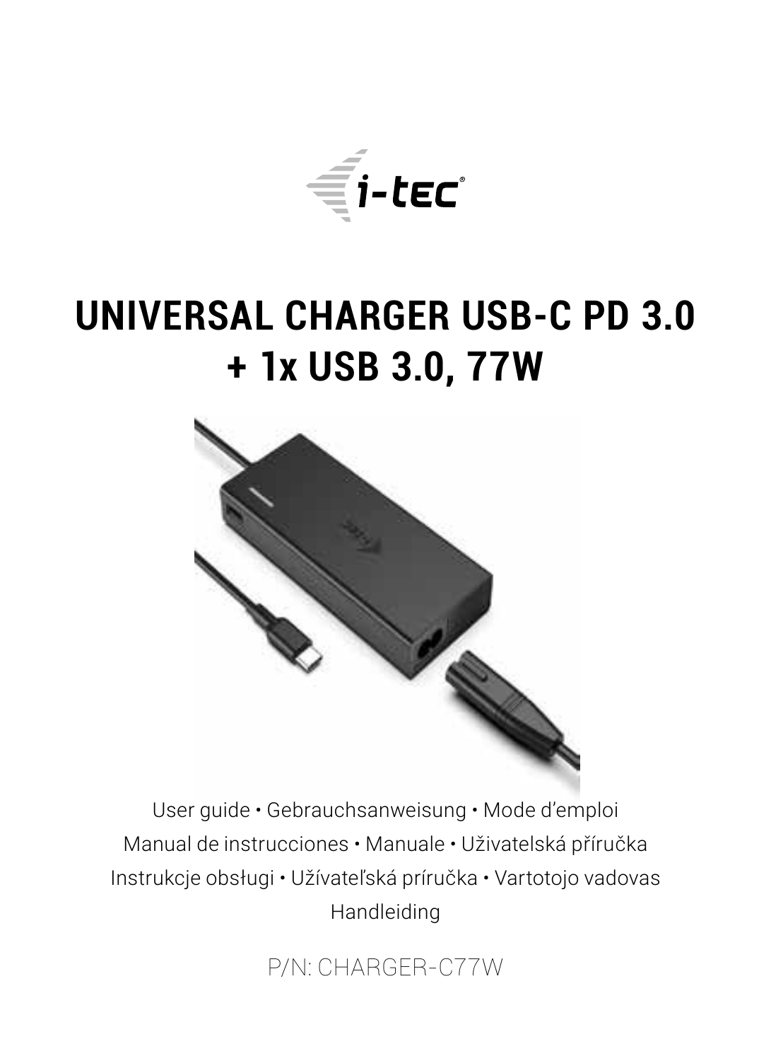# UNIVERSAL CHARGER USB-C PD 3.0 + 1x USB 3.0, 77W

User guide • Gebrauchsanweisung • Mode d'emploi
Manual de instrucciones • Manuale • Uživatelská příručka
Instrukcje obsługi • Užívateľská príručka • Vartotojo vadovas
Handleiding

P/N: CHARGER-C77W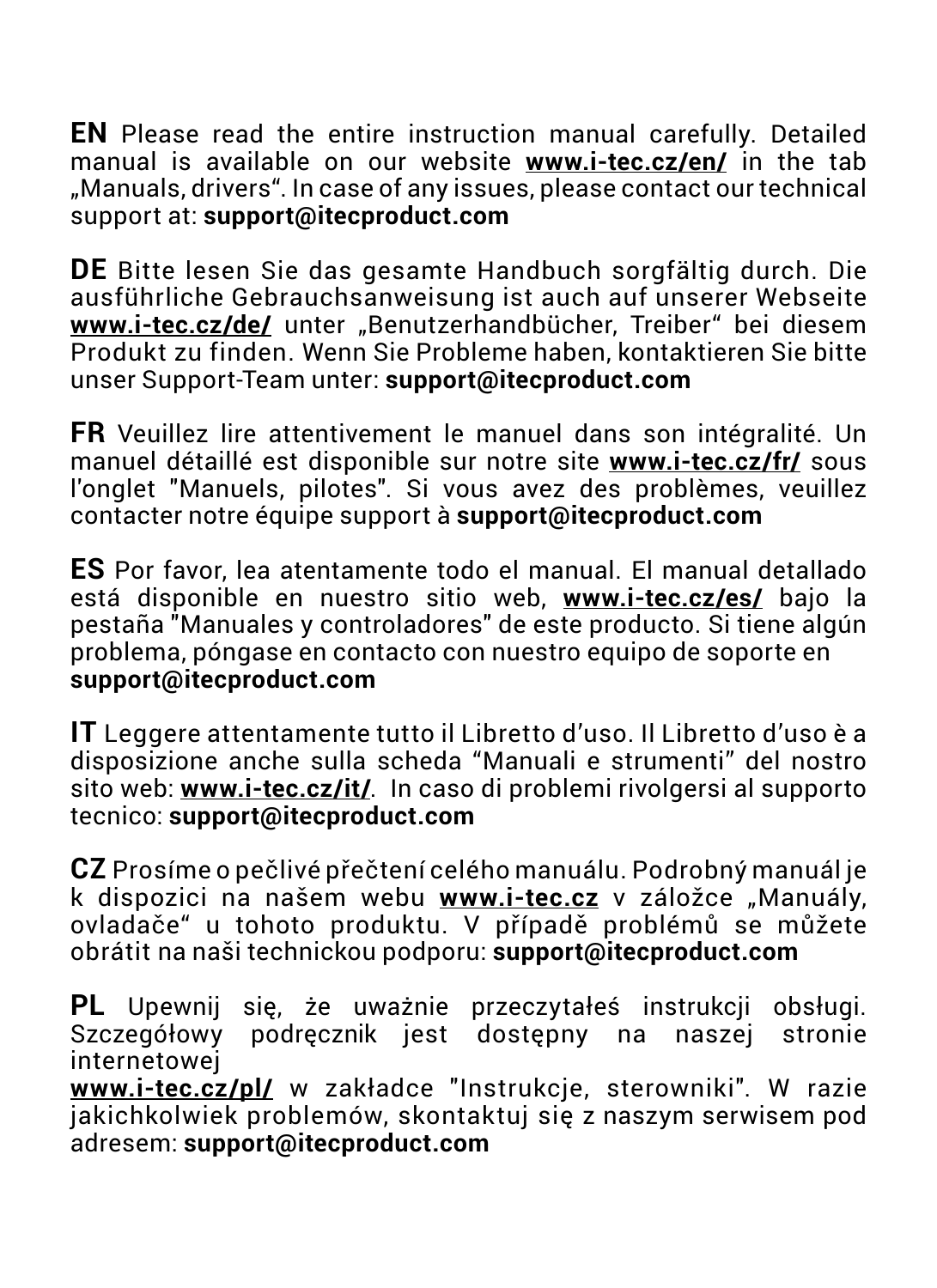**EN** Please read the entire instruction manual carefully. Detailed manual is available on our website **www.i-tec.cz/en/** in the tab „Manuals, drivers". In case of any issues, please contact our technical support at: **support@itecproduct.com**

**DE** Bitte lesen Sie das gesamte Handbuch sorgfältig durch. Die ausführliche Gebrauchsanweisung ist auch auf unserer Webseite **www.i-tec.cz/de/** unter „Benutzerhandbücher, Treiber" bei diesem Produkt zu finden. Wenn Sie Probleme haben, kontaktieren Sie bitte unser Support-Team unter: **support@itecproduct.com**

**FR** Veuillez lire attentivement le manuel dans son intégralité. Un manuel détaillé est disponible sur notre site **www.i-tec.cz/fr/** sous l'onglet "Manuels, pilotes". Si vous avez des problèmes, veuillez contacter notre équipe support à **support@itecproduct.com**

**ES** Por favor, lea atentamente todo el manual. El manual detallado está disponible en nuestro sitio web, **www.i-tec.cz/es/** bajo la pestaña "Manuales y controladores" de este producto. Si tiene algún problema, póngase en contacto con nuestro equipo de soporte en **support@itecproduct.com**

**IT** Leggere attentamente tutto il Libretto d'uso. Il Libretto d'uso è a disposizione anche sulla scheda "Manuali e strumenti" del nostro sito web: **www.i-tec.cz/it/**. In caso di problemi rivolgersi al supporto tecnico: **support@itecproduct.com**

**CZ** Prosíme o pečlivé přečtení celého manuálu. Podrobný manuál je k dispozici na našem webu **www.i-tec.cz** v záložce „Manuály, ovladače" u tohoto produktu. V případě problémů se můžete obrátit na naši technickou podporu: **support@itecproduct.com**

**PL** Upewnij się, że uważnie przeczytałeś instrukcji obsługi. Szczegółowy podręcznik jest dostępny na naszej stronie internetowej **www.i-tec.cz/pl/** w zakładce "Instrukcje, sterowniki". W razie jakichkolwiek problemów, skontaktuj się z naszym serwisem pod adresem: **support@itecproduct.com**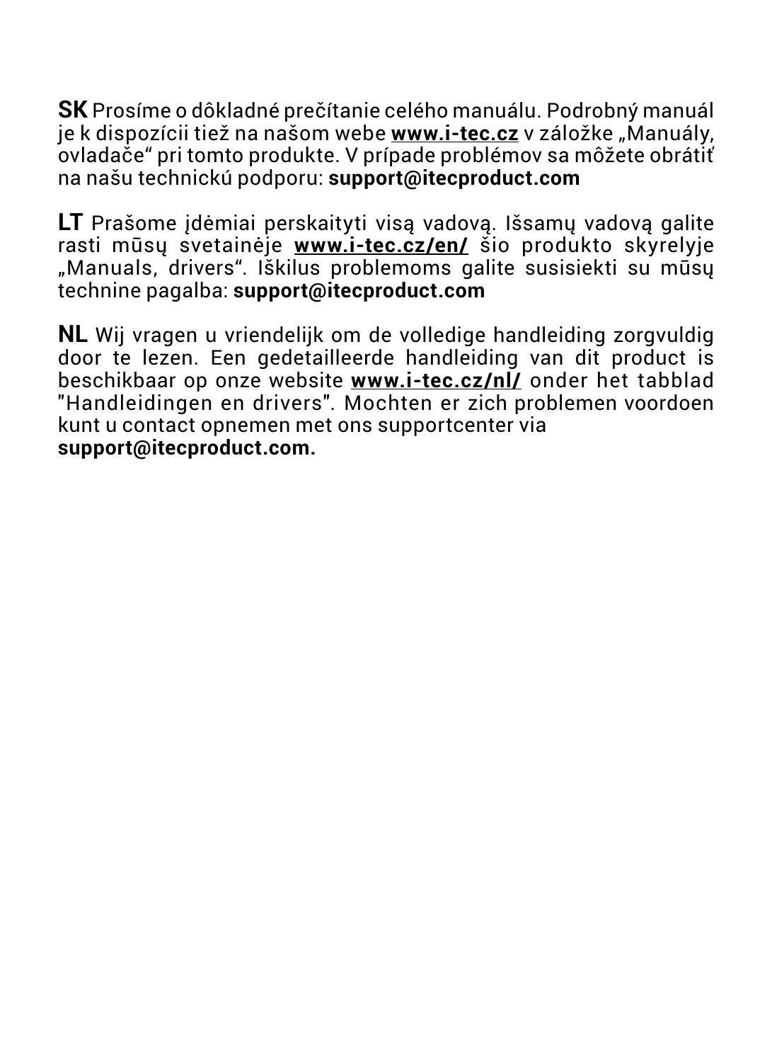**SK** Prosíme o dôkladné prečítanie celého manuálu. Podrobný manuál je k dispozícii tiež na našom webe **www.i-tec.cz** v záložke „Manuály, ovladače" pri tomto produkte. V prípade problémov sa môžete obrátiť na našu technickú podporu: **support@itecproduct.com**

**LT** Prašome įdėmiai perskaityti visą vadovą. Išsamų vadovą galite rasti mūsų svetainėje **www.i-tec.cz/en/** šio produkto skyrelyje „Manuals, drivers". Iškilus problemoms galite susisiekti su mūsų technine pagalba: **support@itecproduct.com**

**NL** Wij vragen u vriendelijk om de volledige handleiding zorgvuldig door te lezen. Een gedetailleerde handleiding van dit product is beschikbaar op onze website **www.i-tec.cz/nl/** onder het tabblad "Handleidingen en drivers". Mochten er zich problemen voordoen kunt u contact opnemen met ons supportcenter via **support@itecproduct.com.**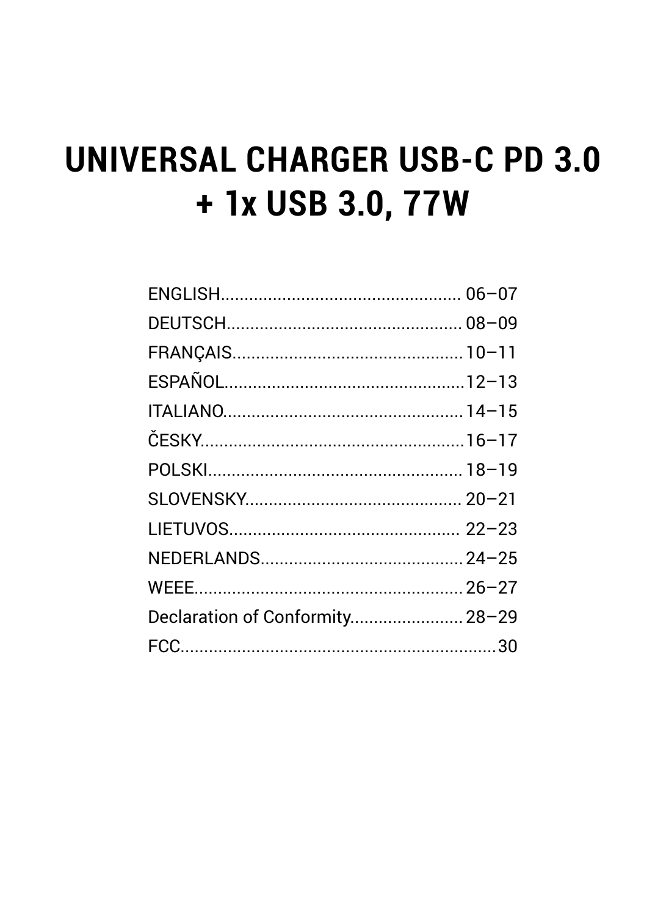# UNIVERSAL CHARGER USB-C PD 3.0 + 1x USB 3.0, 77W

ENGLISH.................................................. 06–07
DEUTSCH................................................ 08–09
FRANÇAIS................................................ 10–11
ESPAÑOL.................................................. 12–13
ITALIANO.................................................. 14–15
ČESKY....................................................... 16–17
POLSKI..................................................... 18–19
SLOVENSKY............................................ 20–21
LIETUVOS................................................ 22–23
NEDERLANDS.......................................... 24–25
WEEE....................................................... 26–27
Declaration of Conformity....................... 28–29
FCC................................................................. 30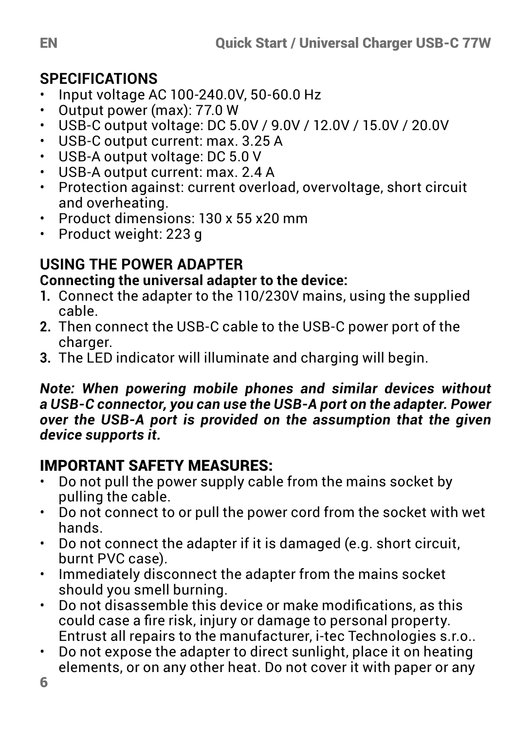## SPECIFICATIONS

- Input voltage AC 100-240.0V, 50-60.0 Hz
- Output power (max): 77.0 W
- USB-C output voltage: DC 5.0V / 9.0V / 12.0V / 15.0V / 20.0V
- USB-C output current: max. 3.25 A
- USB-A output voltage: DC 5.0 V
- USB-A output current: max. 2.4 A
- Protection against: current overload, overvoltage, short circuit and overheating.
- Product dimensions: 130 x 55 x20 mm
- Product weight: 223 g

## USING THE POWER ADAPTER

**Connecting the universal adapter to the device:**

1. Connect the adapter to the 110/230V mains, using the supplied cable.
2. Then connect the USB-C cable to the USB-C power port of the charger.
3. The LED indicator will illuminate and charging will begin.

***Note: When powering mobile phones and similar devices without a USB-C connector, you can use the USB-A port on the adapter. Power over the USB-A port is provided on the assumption that the given device supports it.***

## IMPORTANT SAFETY MEASURES:

- Do not pull the power supply cable from the mains socket by pulling the cable.
- Do not connect to or pull the power cord from the socket with wet hands.
- Do not connect the adapter if it is damaged (e.g. short circuit, burnt PVC case).
- Immediately disconnect the adapter from the mains socket should you smell burning.
- Do not disassemble this device or make modifications, as this could case a fire risk, injury or damage to personal property. Entrust all repairs to the manufacturer, i-tec Technologies s.r.o..
- Do not expose the adapter to direct sunlight, place it on heating elements, or on any other heat. Do not cover it with paper or any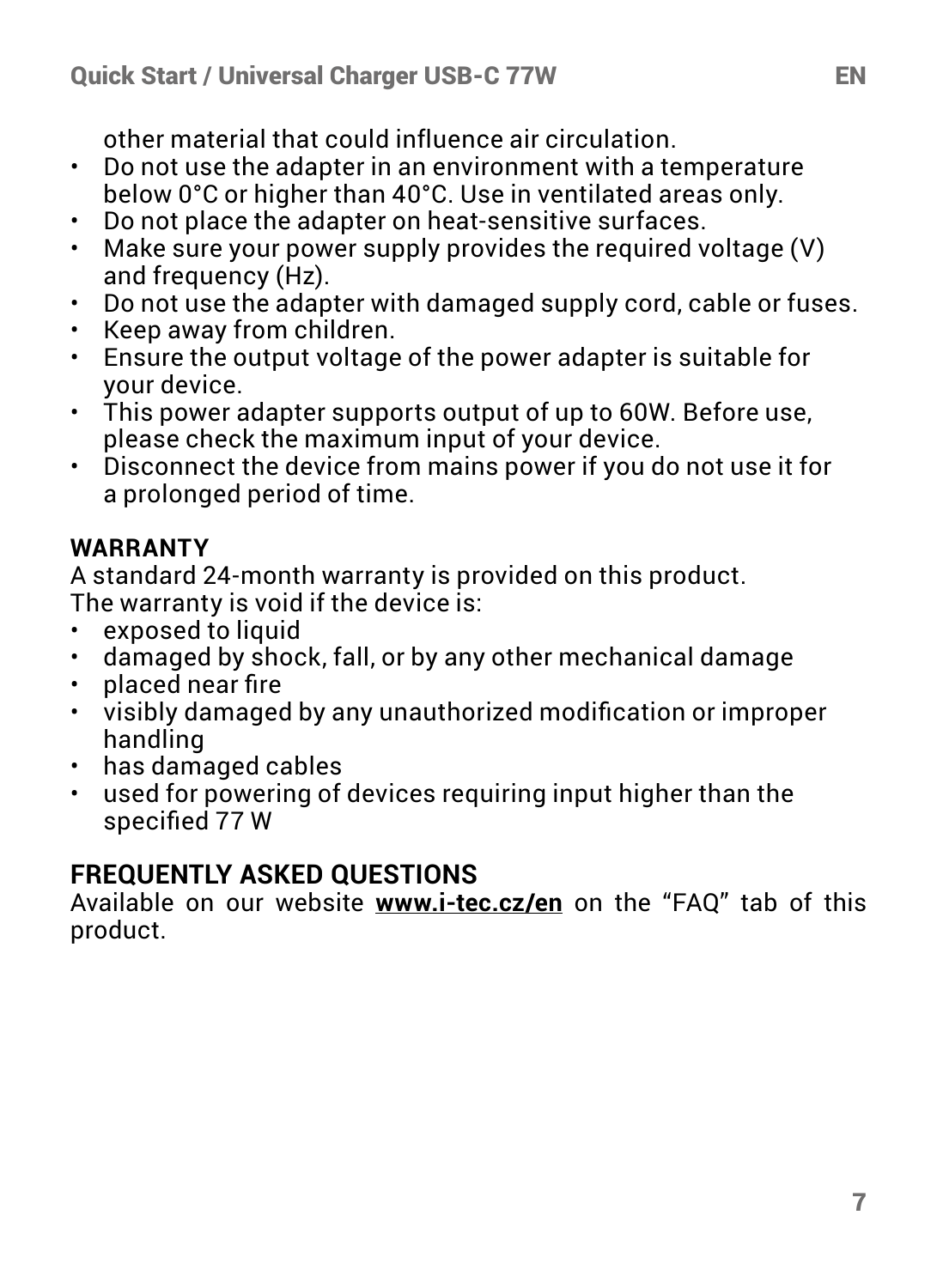other material that could influence air circulation.

- Do not use the adapter in an environment with a temperature below 0°C or higher than 40°C. Use in ventilated areas only.
- Do not place the adapter on heat-sensitive surfaces.
- Make sure your power supply provides the required voltage (V) and frequency (Hz).
- Do not use the adapter with damaged supply cord, cable or fuses.
- Keep away from children.
- Ensure the output voltage of the power adapter is suitable for your device.
- This power adapter supports output of up to 60W. Before use, please check the maximum input of your device.
- Disconnect the device from mains power if you do not use it for a prolonged period of time.

**WARRANTY**

A standard 24-month warranty is provided on this product.
The warranty is void if the device is:

- exposed to liquid
- damaged by shock, fall, or by any other mechanical damage
- placed near fire
- visibly damaged by any unauthorized modification or improper handling
- has damaged cables
- used for powering of devices requiring input higher than the specified 77 W

## FREQUENTLY ASKED QUESTIONS

Available on our website **www.i-tec.cz/en** on the "FAQ" tab of this product.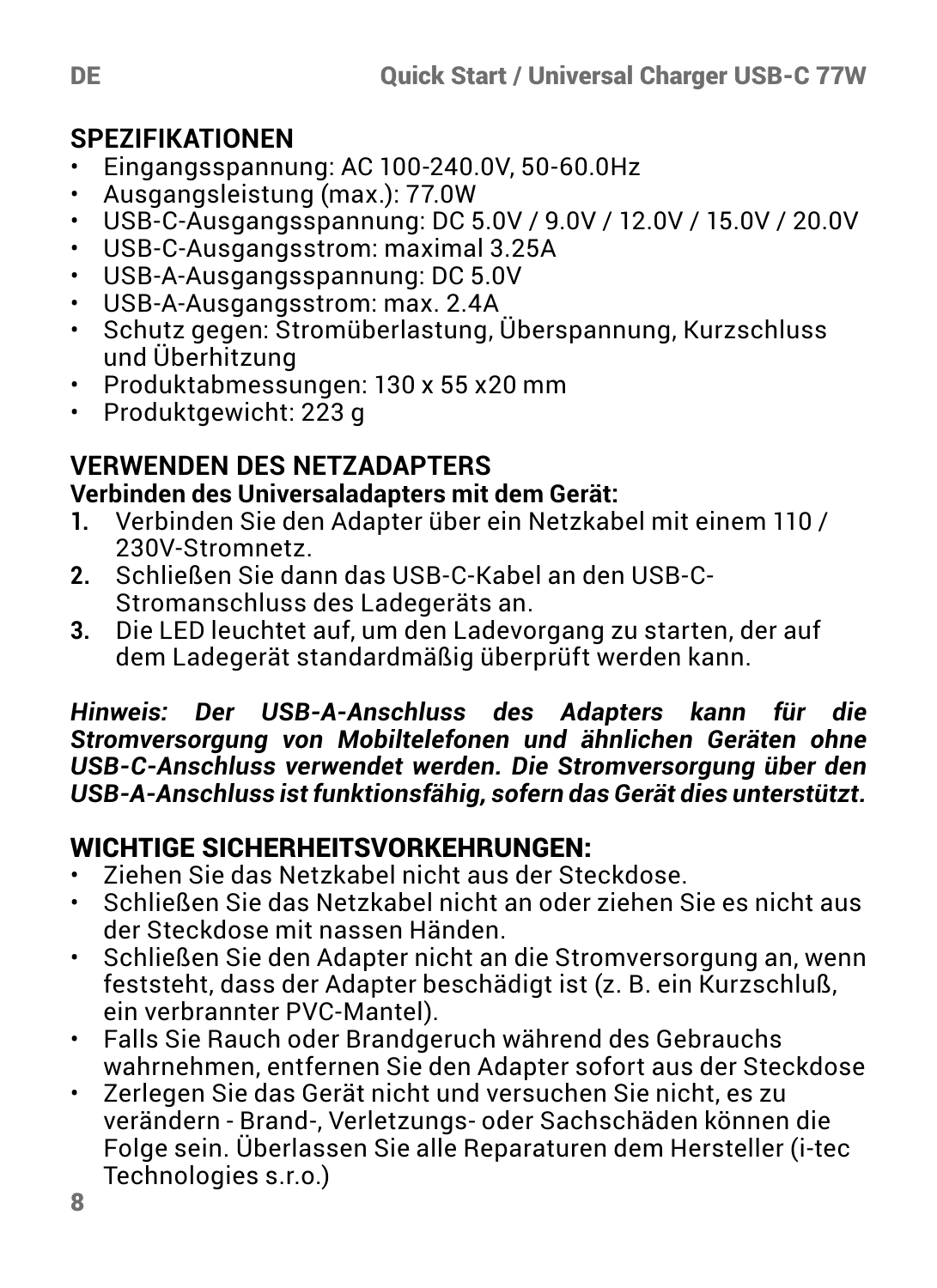## SPEZIFIKATIONEN

- Eingangsspannung: AC 100-240.0V, 50-60.0Hz
- Ausgangsleistung (max.): 77.0W
- USB-C-Ausgangsspannung: DC 5.0V / 9.0V / 12.0V / 15.0V / 20.0V
- USB-C-Ausgangsstrom: maximal 3.25A
- USB-A-Ausgangsspannung: DC 5.0V
- USB-A-Ausgangsstrom: max. 2.4A
- Schutz gegen: Stromüberlastung, Überspannung, Kurzschluss und Überhitzung
- Produktabmessungen: 130 x 55 x20 mm
- Produktgewicht: 223 g

## VERWENDEN DES NETZADAPTERS

**Verbinden des Universaladapters mit dem Gerät:**

1. Verbinden Sie den Adapter über ein Netzkabel mit einem 110 / 230V-Stromnetz.
2. Schließen Sie dann das USB-C-Kabel an den USB-C-Stromanschluss des Ladegeräts an.
3. Die LED leuchtet auf, um den Ladevorgang zu starten, der auf dem Ladegerät standardmäßig überprüft werden kann.

***Hinweis: Der USB-A-Anschluss des Adapters kann für die Stromversorgung von Mobiltelefonen und ähnlichen Geräten ohne USB-C-Anschluss verwendet werden. Die Stromversorgung über den USB-A-Anschluss ist funktionsfähig, sofern das Gerät dies unterstützt.***

## WICHTIGE SICHERHEITSVORKEHRUNGEN:

- Ziehen Sie das Netzkabel nicht aus der Steckdose.
- Schließen Sie das Netzkabel nicht an oder ziehen Sie es nicht aus der Steckdose mit nassen Händen.
- Schließen Sie den Adapter nicht an die Stromversorgung an, wenn feststeht, dass der Adapter beschädigt ist (z. B. ein Kurzschluß, ein verbrannter PVC-Mantel).
- Falls Sie Rauch oder Brandgeruch während des Gebrauchs wahrnehmen, entfernen Sie den Adapter sofort aus der Steckdose
- Zerlegen Sie das Gerät nicht und versuchen Sie nicht, es zu verändern - Brand-, Verletzungs- oder Sachschäden können die Folge sein. Überlassen Sie alle Reparaturen dem Hersteller (i-tec Technologies s.r.o.)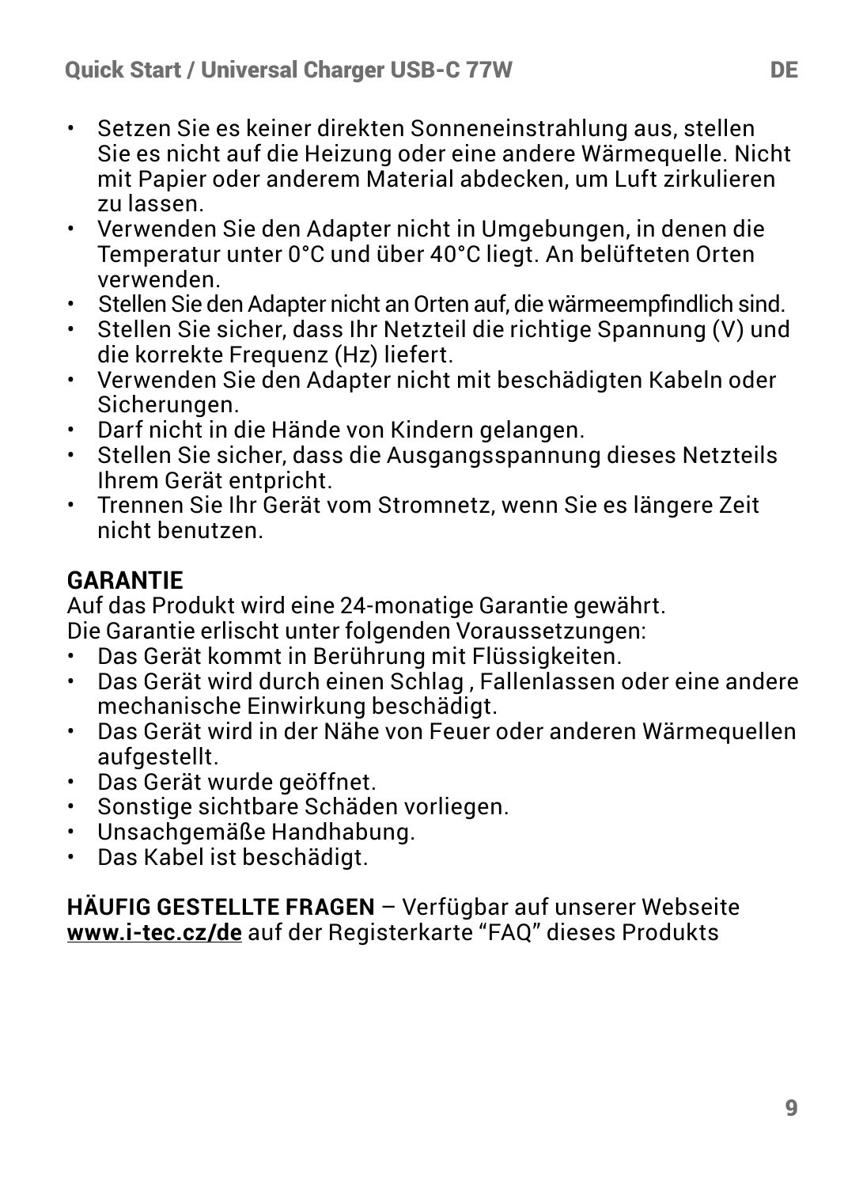- Setzen Sie es keiner direkten Sonneneinstrahlung aus, stellen Sie es nicht auf die Heizung oder eine andere Wärmequelle. Nicht mit Papier oder anderem Material abdecken, um Luft zirkulieren zu lassen.
- Verwenden Sie den Adapter nicht in Umgebungen, in denen die Temperatur unter 0°C und über 40°C liegt. An belüfteten Orten verwenden.
- Stellen Sie den Adapter nicht an Orten auf, die wärmeempfindlich sind.
- Stellen Sie sicher, dass Ihr Netzteil die richtige Spannung (V) und die korrekte Frequenz (Hz) liefert.
- Verwenden Sie den Adapter nicht mit beschädigten Kabeln oder Sicherungen.
- Darf nicht in die Hände von Kindern gelangen.
- Stellen Sie sicher, dass die Ausgangsspannung dieses Netzteils Ihrem Gerät entpricht.
- Trennen Sie Ihr Gerät vom Stromnetz, wenn Sie es längere Zeit nicht benutzen.

## GARANTIE

Auf das Produkt wird eine 24-monatige Garantie gewährt.
Die Garantie erlischt unter folgenden Voraussetzungen:

- Das Gerät kommt in Berührung mit Flüssigkeiten.
- Das Gerät wird durch einen Schlag , Fallenlassen oder eine andere mechanische Einwirkung beschädigt.
- Das Gerät wird in der Nähe von Feuer oder anderen Wärmequellen aufgestellt.
- Das Gerät wurde geöffnet.
- Sonstige sichtbare Schäden vorliegen.
- Unsachgemäße Handhabung.
- Das Kabel ist beschädigt.

**HÄUFIG GESTELLTE FRAGEN** – Verfügbar auf unserer Webseite **www.i-tec.cz/de** auf der Registerkarte “FAQ” dieses Produkts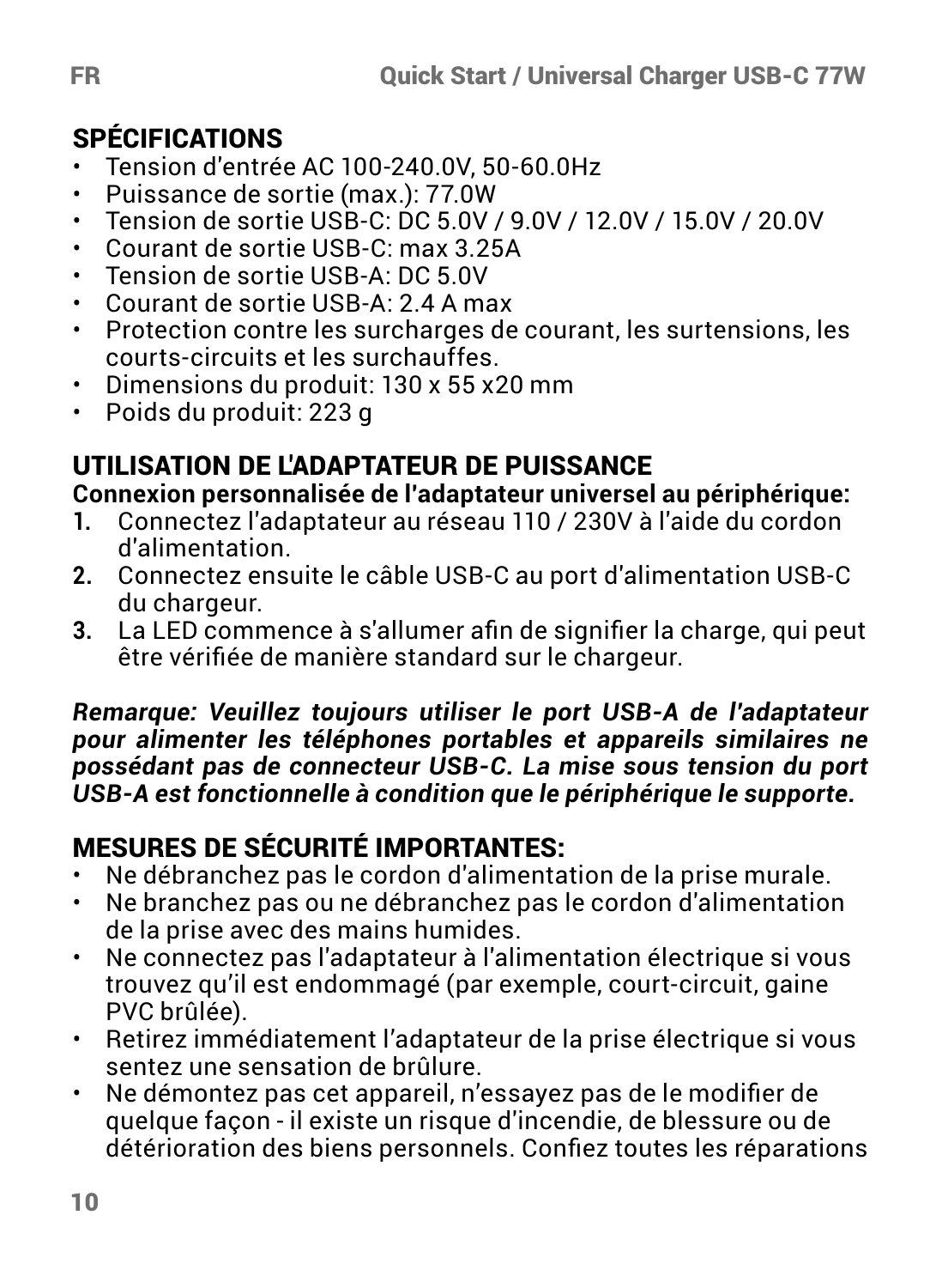## SPÉCIFICATIONS

- Tension d'entrée AC 100-240.0V, 50-60.0Hz
- Puissance de sortie (max.): 77.0W
- Tension de sortie USB-C: DC 5.0V / 9.0V / 12.0V / 15.0V / 20.0V
- Courant de sortie USB-C: max 3.25A
- Tension de sortie USB-A: DC 5.0V
- Courant de sortie USB-A: 2.4 A max
- Protection contre les surcharges de courant, les surtensions, les courts-circuits et les surchauffes.
- Dimensions du produit: 130 x 55 x20 mm
- Poids du produit: 223 g

## UTILISATION DE L'ADAPTATEUR DE PUISSANCE

**Connexion personnalisée de l'adaptateur universel au périphérique:**

1. Connectez l'adaptateur au réseau 110 / 230V à l'aide du cordon d'alimentation.
2. Connectez ensuite le câble USB-C au port d'alimentation USB-C du chargeur.
3. La LED commence à s'allumer afin de signifier la charge, qui peut être vérifiée de manière standard sur le chargeur.

***Remarque: Veuillez toujours utiliser le port USB-A de l'adaptateur pour alimenter les téléphones portables et appareils similaires ne possédant pas de connecteur USB-C. La mise sous tension du port USB-A est fonctionnelle à condition que le périphérique le supporte.***

## MESURES DE SÉCURITÉ IMPORTANTES:

- Ne débranchez pas le cordon d'alimentation de la prise murale.
- Ne branchez pas ou ne débranchez pas le cordon d'alimentation de la prise avec des mains humides.
- Ne connectez pas l'adaptateur à l'alimentation électrique si vous trouvez qu'il est endommagé (par exemple, court-circuit, gaine PVC brûlée).
- Retirez immédiatement l'adaptateur de la prise électrique si vous sentez une sensation de brûlure.
- Ne démontez pas cet appareil, n'essayez pas de le modifier de quelque façon - il existe un risque d'incendie, de blessure ou de détérioration des biens personnels. Confiez toutes les réparations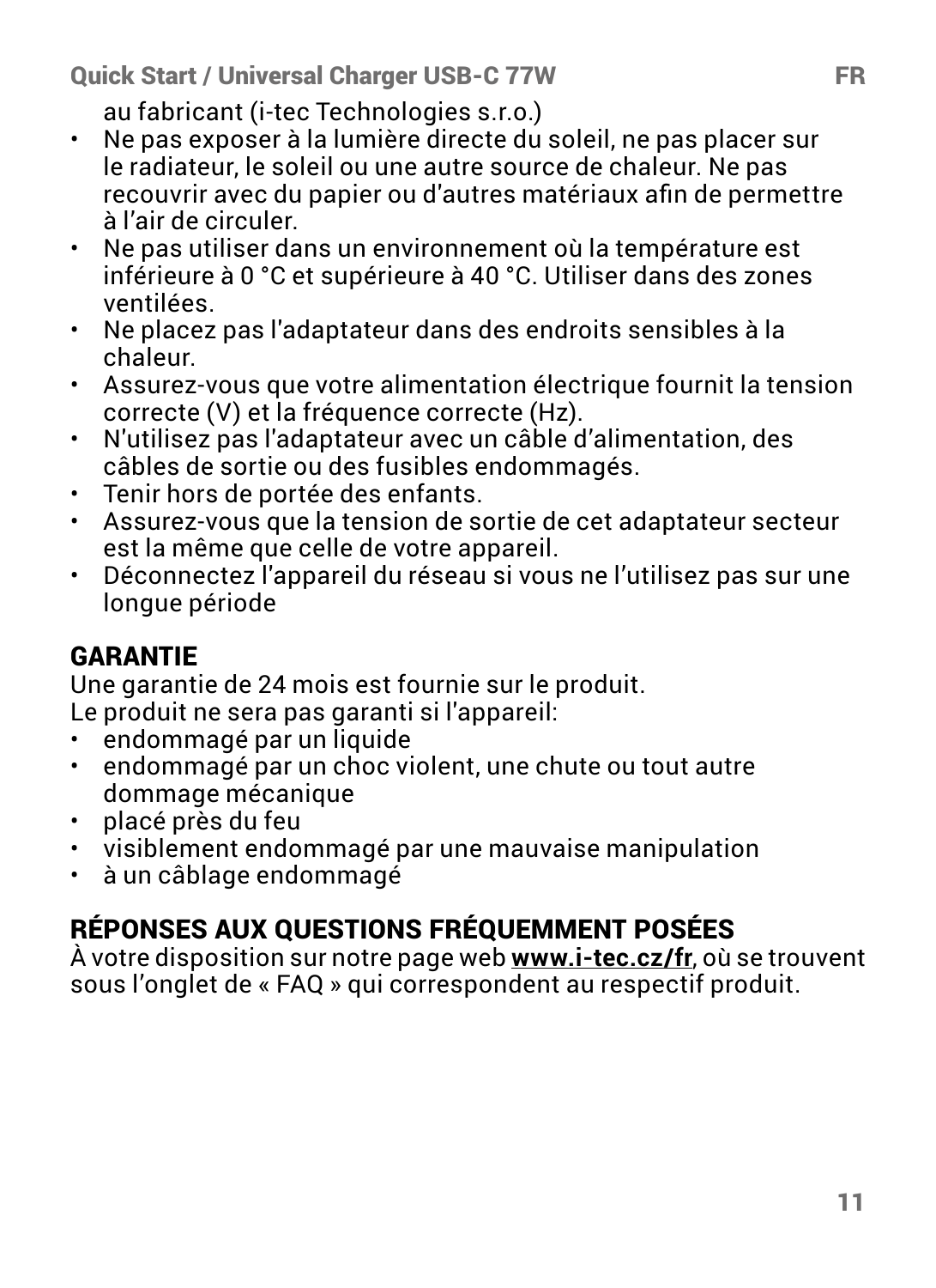au fabricant (i-tec Technologies s.r.o.)

- Ne pas exposer à la lumière directe du soleil, ne pas placer sur le radiateur, le soleil ou une autre source de chaleur. Ne pas recouvrir avec du papier ou d'autres matériaux afin de permettre à l'air de circuler.
- Ne pas utiliser dans un environnement où la température est inférieure à 0 °C et supérieure à 40 °C. Utiliser dans des zones ventilées.
- Ne placez pas l'adaptateur dans des endroits sensibles à la chaleur.
- Assurez-vous que votre alimentation électrique fournit la tension correcte (V) et la fréquence correcte (Hz).
- N'utilisez pas l'adaptateur avec un câble d'alimentation, des câbles de sortie ou des fusibles endommagés.
- Tenir hors de portée des enfants.
- Assurez-vous que la tension de sortie de cet adaptateur secteur est la même que celle de votre appareil.
- Déconnectez l'appareil du réseau si vous ne l'utilisez pas sur une longue période

## GARANTIE

Une garantie de 24 mois est fournie sur le produit.
Le produit ne sera pas garanti si l'appareil:

- endommagé par un liquide
- endommagé par un choc violent, une chute ou tout autre dommage mécanique
- placé près du feu
- visiblement endommagé par une mauvaise manipulation
- à un câblage endommagé

## RÉPONSES AUX QUESTIONS FRÉQUEMMENT POSÉES

À votre disposition sur notre page web **www.i-tec.cz/fr**, où se trouvent sous l'onglet de « FAQ » qui correspondent au respectif produit.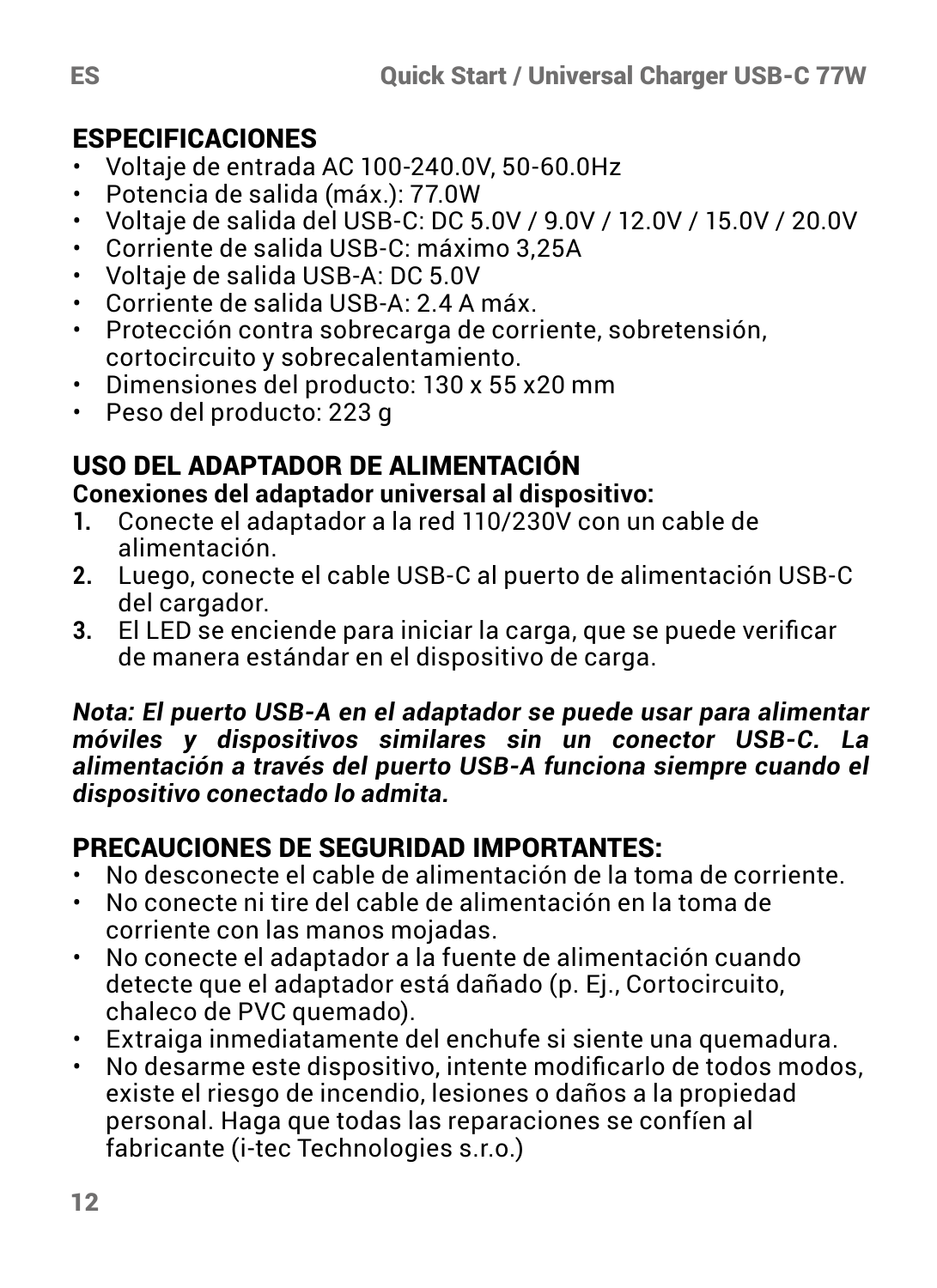## ESPECIFICACIONES

- Voltaje de entrada AC 100-240.0V, 50-60.0Hz
- Potencia de salida (máx.): 77.0W
- Voltaje de salida del USB-C: DC 5.0V / 9.0V / 12.0V / 15.0V / 20.0V
- Corriente de salida USB-C: máximo 3,25A
- Voltaje de salida USB-A: DC 5.0V
- Corriente de salida USB-A: 2.4 A máx.
- Protección contra sobrecarga de corriente, sobretensión, cortocircuito y sobrecalentamiento.
- Dimensiones del producto: 130 x 55 x20 mm
- Peso del producto: 223 g

## USO DEL ADAPTADOR DE ALIMENTACIÓN

**Conexiones del adaptador universal al dispositivo:**

1. Conecte el adaptador a la red 110/230V con un cable de alimentación.
2. Luego, conecte el cable USB-C al puerto de alimentación USB-C del cargador.
3. El LED se enciende para iniciar la carga, que se puede verificar de manera estándar en el dispositivo de carga.

***Nota: El puerto USB-A en el adaptador se puede usar para alimentar móviles y dispositivos similares sin un conector USB-C. La alimentación a través del puerto USB-A funciona siempre cuando el dispositivo conectado lo admita.***

## PRECAUCIONES DE SEGURIDAD IMPORTANTES:

- No desconecte el cable de alimentación de la toma de corriente.
- No conecte ni tire del cable de alimentación en la toma de corriente con las manos mojadas.
- No conecte el adaptador a la fuente de alimentación cuando detecte que el adaptador está dañado (p. Ej., Cortocircuito, chaleco de PVC quemado).
- Extraiga inmediatamente del enchufe si siente una quemadura.
- No desarme este dispositivo, intente modificarlo de todos modos, existe el riesgo de incendio, lesiones o daños a la propiedad personal. Haga que todas las reparaciones se confíen al fabricante (i-tec Technologies s.r.o.)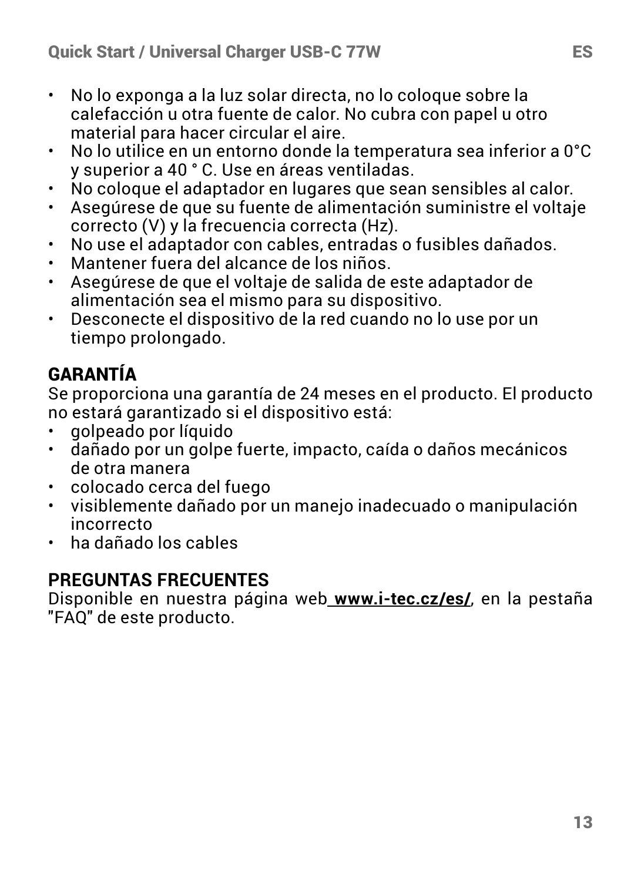- No lo exponga a la luz solar directa, no lo coloque sobre la calefacción u otra fuente de calor. No cubra con papel u otro material para hacer circular el aire.
- No lo utilice en un entorno donde la temperatura sea inferior a 0°C y superior a 40 ° C. Use en áreas ventiladas.
- No coloque el adaptador en lugares que sean sensibles al calor.
- Asegúrese de que su fuente de alimentación suministre el voltaje correcto (V) y la frecuencia correcta (Hz).
- No use el adaptador con cables, entradas o fusibles dañados.
- Mantener fuera del alcance de los niños.
- Asegúrese de que el voltaje de salida de este adaptador de alimentación sea el mismo para su dispositivo.
- Desconecte el dispositivo de la red cuando no lo use por un tiempo prolongado.

## GARANTÍA

Se proporciona una garantía de 24 meses en el producto. El producto no estará garantizado si el dispositivo está:

- golpeado por líquido
- dañado por un golpe fuerte, impacto, caída o daños mecánicos de otra manera
- colocado cerca del fuego
- visiblemente dañado por un manejo inadecuado o manipulación incorrecto
- ha dañado los cables

## PREGUNTAS FRECUENTES

Disponible en nuestra página web **www.i-tec.cz/es/**, en la pestaña "FAQ" de este producto.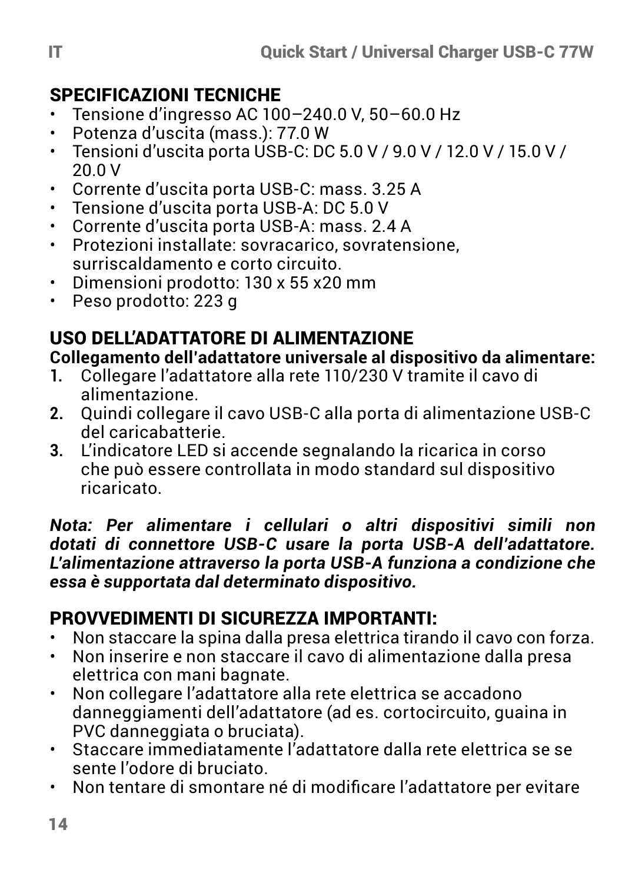## SPECIFICAZIONI TECNICHE

- Tensione d'ingresso AC 100–240.0 V, 50–60.0 Hz
- Potenza d'uscita (mass.): 77.0 W
- Tensioni d'uscita porta USB-C: DC 5.0 V / 9.0 V / 12.0 V / 15.0 V / 20.0 V
- Corrente d'uscita porta USB-C: mass. 3.25 A
- Tensione d'uscita porta USB-A: DC 5.0 V
- Corrente d'uscita porta USB-A: mass. 2.4 A
- Protezioni installate: sovracarico, sovratensione, surriscaldamento e corto circuito.
- Dimensioni prodotto: 130 x 55 x20 mm
- Peso prodotto: 223 g

## USO DELL'ADATTATORE DI ALIMENTAZIONE

**Collegamento dell'adattatore universale al dispositivo da alimentare:**

1. Collegare l'adattatore alla rete 110/230 V tramite il cavo di alimentazione.
2. Quindi collegare il cavo USB-C alla porta di alimentazione USB-C del caricabatterie.
3. L'indicatore LED si accende segnalando la ricarica in corso che può essere controllata in modo standard sul dispositivo ricaricato.

***Nota: Per alimentare i cellulari o altri dispositivi simili non dotati di connettore USB-C usare la porta USB-A dell'adattatore. L'alimentazione attraverso la porta USB-A funziona a condizione che essa è supportata dal determinato dispositivo.***

## PROVVEDIMENTI DI SICUREZZA IMPORTANTI:

- Non staccare la spina dalla presa elettrica tirando il cavo con forza.
- Non inserire e non staccare il cavo di alimentazione dalla presa elettrica con mani bagnate.
- Non collegare l'adattatore alla rete elettrica se accadono danneggiamenti dell'adattatore (ad es. cortocircuito, guaina in PVC danneggiata o bruciata).
- Staccare immediatamente l'adattatore dalla rete elettrica se se sente l'odore di bruciato.
- Non tentare di smontare né di modificare l'adattatore per evitare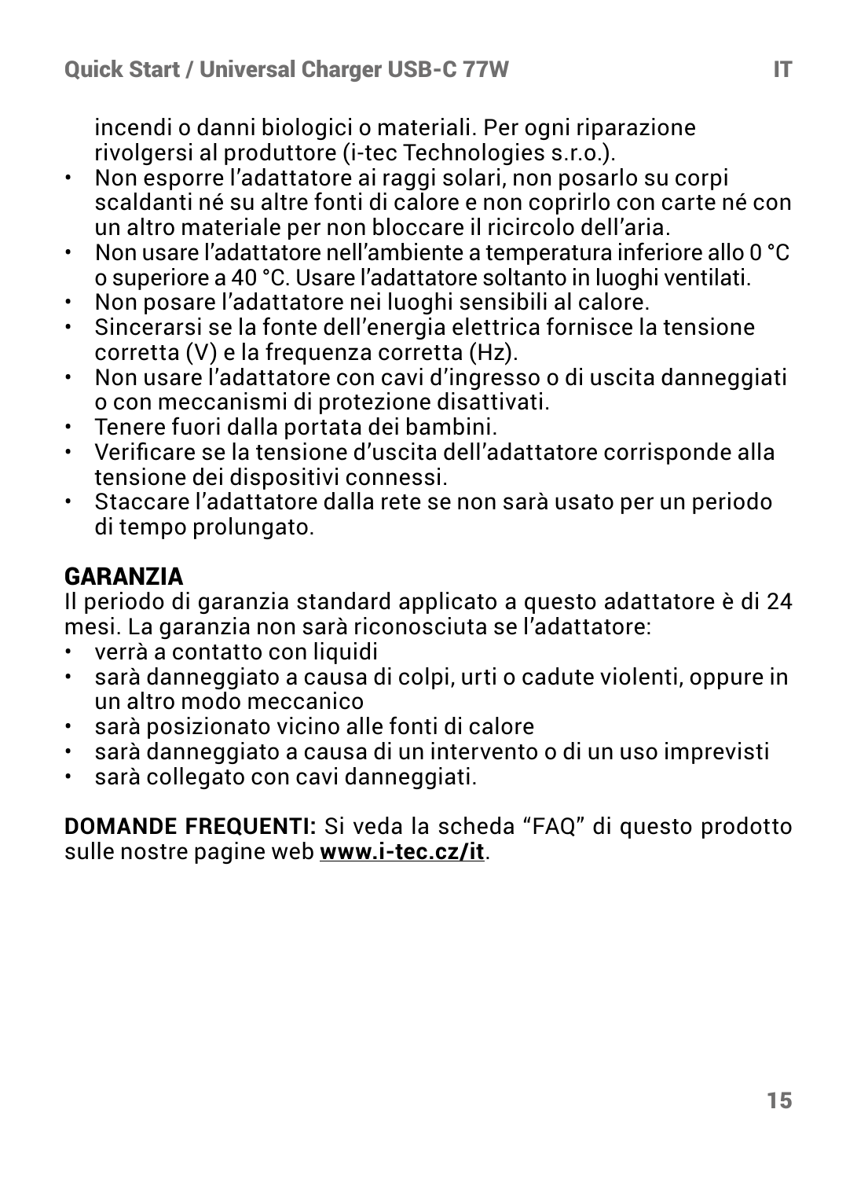incendi o danni biologici o materiali. Per ogni riparazione rivolgersi al produttore (i-tec Technologies s.r.o.).

- Non esporre l'adattatore ai raggi solari, non posarlo su corpi scaldanti né su altre fonti di calore e non coprirlo con carte né con un altro materiale per non bloccare il ricircolo dell'aria.
- Non usare l'adattatore nell'ambiente a temperatura inferiore allo 0 °C o superiore a 40 °C. Usare l'adattatore soltanto in luoghi ventilati.
- Non posare l'adattatore nei luoghi sensibili al calore.
- Sincerarsi se la fonte dell'energia elettrica fornisce la tensione corretta (V) e la frequenza corretta (Hz).
- Non usare l'adattatore con cavi d'ingresso o di uscita danneggiati o con meccanismi di protezione disattivati.
- Tenere fuori dalla portata dei bambini.
- Verificare se la tensione d'uscita dell'adattatore corrisponde alla tensione dei dispositivi connessi.
- Staccare l'adattatore dalla rete se non sarà usato per un periodo di tempo prolungato.

## GARANZIA

Il periodo di garanzia standard applicato a questo adattatore è di 24 mesi. La garanzia non sarà riconosciuta se l'adattatore:

- verrà a contatto con liquidi
- sarà danneggiato a causa di colpi, urti o cadute violenti, oppure in un altro modo meccanico
- sarà posizionato vicino alle fonti di calore
- sarà danneggiato a causa di un intervento o di un uso imprevisti
- sarà collegato con cavi danneggiati.

**DOMANDE FREQUENTI:** Si veda la scheda "FAQ" di questo prodotto sulle nostre pagine web **www.i-tec.cz/it**.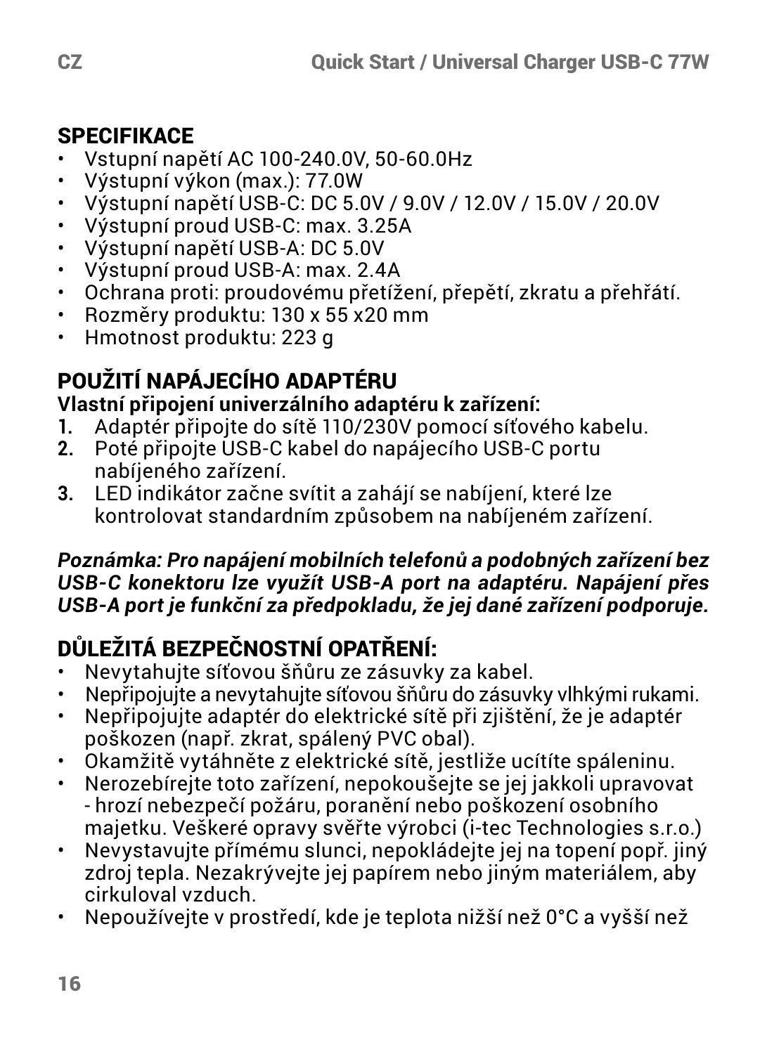## SPECIFIKACE

- Vstupní napětí AC 100-240.0V, 50-60.0Hz
- Výstupní výkon (max.): 77.0W
- Výstupní napětí USB-C: DC 5.0V / 9.0V / 12.0V / 15.0V / 20.0V
- Výstupní proud USB-C: max. 3.25A
- Výstupní napětí USB-A: DC 5.0V
- Výstupní proud USB-A: max. 2.4A
- Ochrana proti: proudovému přetížení, přepětí, zkratu a přehřátí.
- Rozměry produktu: 130 x 55 x20 mm
- Hmotnost produktu: 223 g

## POUŽITÍ NAPÁJECÍHO ADAPTÉRU

**Vlastní připojení univerzálního adaptéru k zařízení:**

1. Adaptér připojte do sítě 110/230V pomocí síťového kabelu.
2. Poté připojte USB-C kabel do napájecího USB-C portu nabíjeného zařízení.
3. LED indikátor začne svítit a zahájí se nabíjení, které lze kontrolovat standardním způsobem na nabíjeném zařízení.

***Poznámka: Pro napájení mobilních telefonů a podobných zařízení bez USB-C konektoru lze využít USB-A port na adaptéru. Napájení přes USB-A port je funkční za předpokladu, že jej dané zařízení podporuje.***

## DŮLEŽITÁ BEZPEČNOSTNÍ OPATŘENÍ:

- Nevytahujte síťovou šňůru ze zásuvky za kabel.
- Nepřipojujte a nevytahujte síťovou šňůru do zásuvky vlhkými rukami.
- Nepřipojujte adaptér do elektrické sítě při zjištění, že je adaptér poškozen (např. zkrat, spálený PVC obal).
- Okamžitě vytáhněte z elektrické sítě, jestliže ucítíte spáleninu.
- Nerozebírejte toto zařízení, nepokoušejte se jej jakkoli upravovat - hrozí nebezpečí požáru, poranění nebo poškození osobního majetku. Veškeré opravy svěřte výrobci (i-tec Technologies s.r.o.)
- Nevystavujte přímému slunci, nepokládejte jej na topení popř. jiný zdroj tepla. Nezakrývejte jej papírem nebo jiným materiálem, aby cirkuloval vzduch.
- Nepoužívejte v prostředí, kde je teplota nižší než 0°C a vyšší než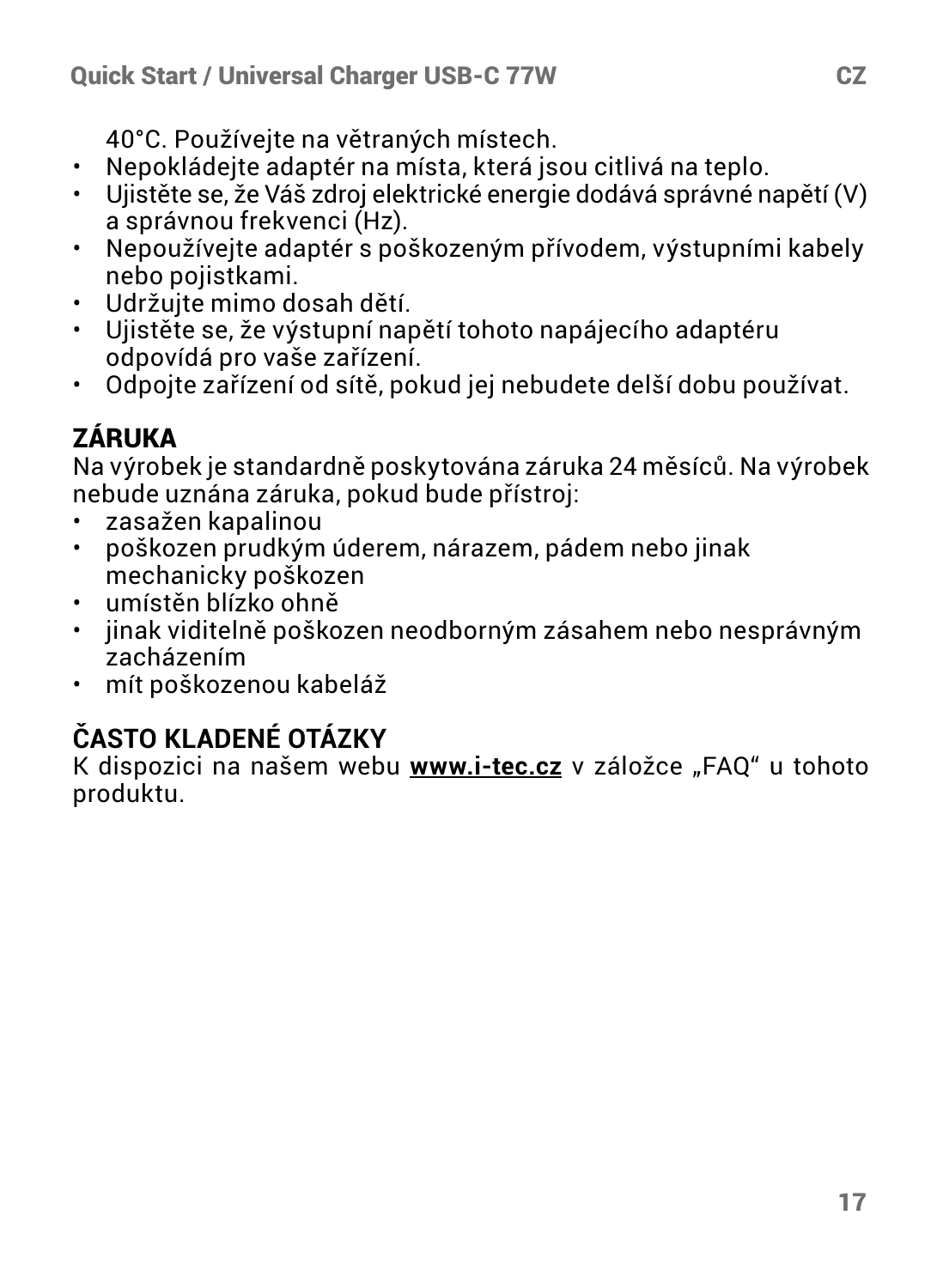40°C. Používejte na větraných místech.

- Nepokládejte adaptér na místa, která jsou citlivá na teplo.
- Ujistěte se, že Váš zdroj elektrické energie dodává správné napětí (V) a správnou frekvenci (Hz).
- Nepoužívejte adaptér s poškozeným přívodem, výstupními kabely nebo pojistkami.
- Udržujte mimo dosah dětí.
- Ujistěte se, že výstupní napětí tohoto napájecího adaptéru odpovídá pro vaše zařízení.
- Odpojte zařízení od sítě, pokud jej nebudete delší dobu používat.

## ZÁRUKA

Na výrobek je standardně poskytována záruka 24 měsíců. Na výrobek nebude uznána záruka, pokud bude přístroj:

- zasažen kapalinou
- poškozen prudkým úderem, nárazem, pádem nebo jinak mechanicky poškozen
- umístěn blízko ohně
- jinak viditelně poškozen neodborným zásahem nebo nesprávným zacházením
- mít poškozenou kabeláž

## ČASTO KLADENÉ OTÁZKY

K dispozici na našem webu **www.i-tec.cz** v záložce „FAQ“ u tohoto produktu.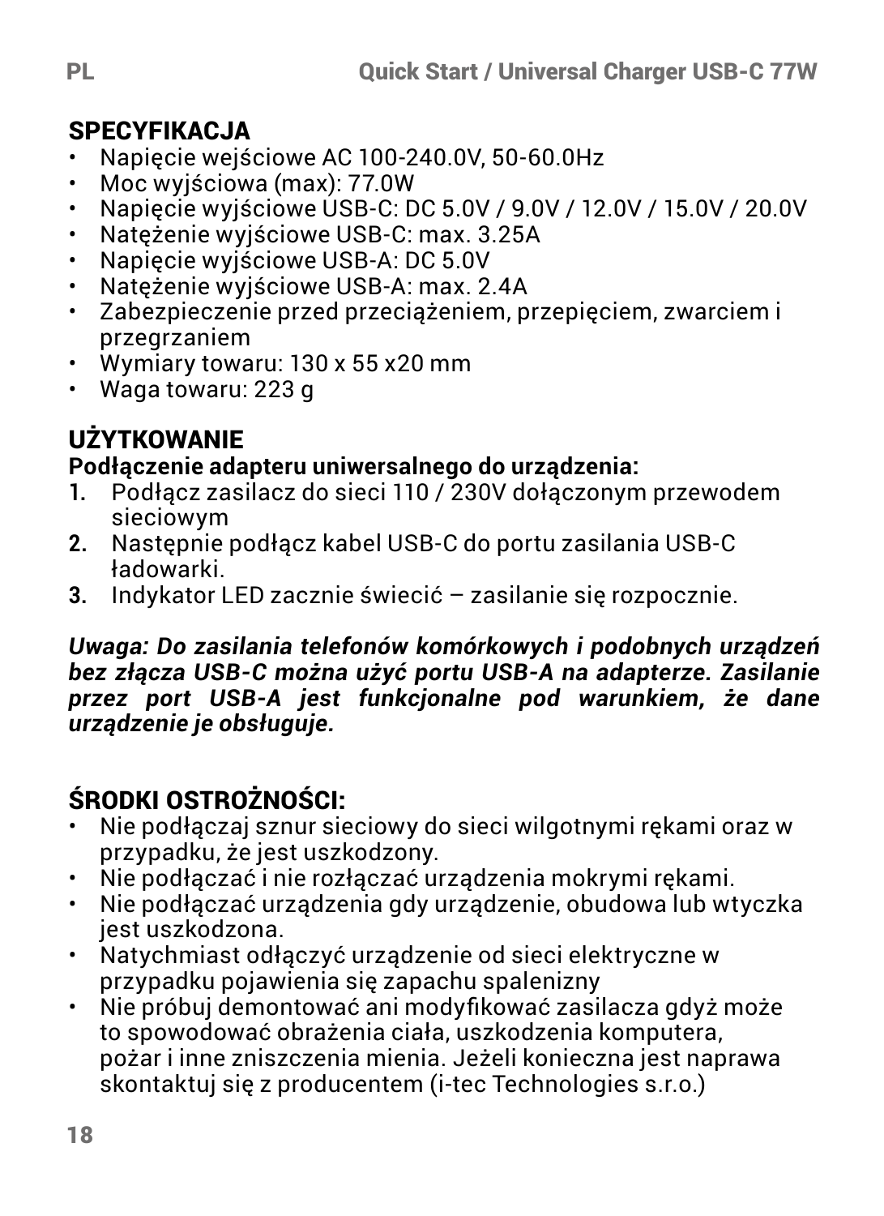## SPECYFIKACJA

- Napięcie wejściowe AC 100-240.0V, 50-60.0Hz
- Moc wyjściowa (max): 77.0W
- Napięcie wyjściowe USB-C: DC 5.0V / 9.0V / 12.0V / 15.0V / 20.0V
- Natężenie wyjściowe USB-C: max. 3.25A
- Napięcie wyjściowe USB-A: DC 5.0V
- Natężenie wyjściowe USB-A: max. 2.4A
- Zabezpieczenie przed przeciążeniem, przepięciem, zwarciem i przegrzaniem
- Wymiary towaru: 130 x 55 x20 mm
- Waga towaru: 223 g

## UŻYTKOWANIE

**Podłączenie adapteru uniwersalnego do urządzenia:**

1. Podłącz zasilacz do sieci 110 / 230V dołączonym przewodem sieciowym
2. Następnie podłącz kabel USB-C do portu zasilania USB-C ładowarki.
3. Indykator LED zacznie świecić – zasilanie się rozpocznie.

***Uwaga: Do zasilania telefonów komórkowych i podobnych urządzeń bez złącza USB-C można użyć portu USB-A na adapterze. Zasilanie przez port USB-A jest funkcjonalne pod warunkiem, że dane urządzenie je obsługuje.***

## ŚRODKI OSTROŻNOŚCI:

- Nie podłączaj sznur sieciowy do sieci wilgotnymi rękami oraz w przypadku, że jest uszkodzony.
- Nie podłączać i nie rozłączać urządzenia mokrymi rękami.
- Nie podłączać urządzenia gdy urządzenie, obudowa lub wtyczka jest uszkodzona.
- Natychmiast odłączyć urządzenie od sieci elektryczne w przypadku pojawienia się zapachu spalenizny
- Nie próbuj demontować ani modyfikować zasilacza gdyż może to spowodować obrażenia ciała, uszkodzenia komputera, pożar i inne zniszczenia mienia. Jeżeli konieczna jest naprawa skontaktuj się z producentem (i-tec Technologies s.r.o.)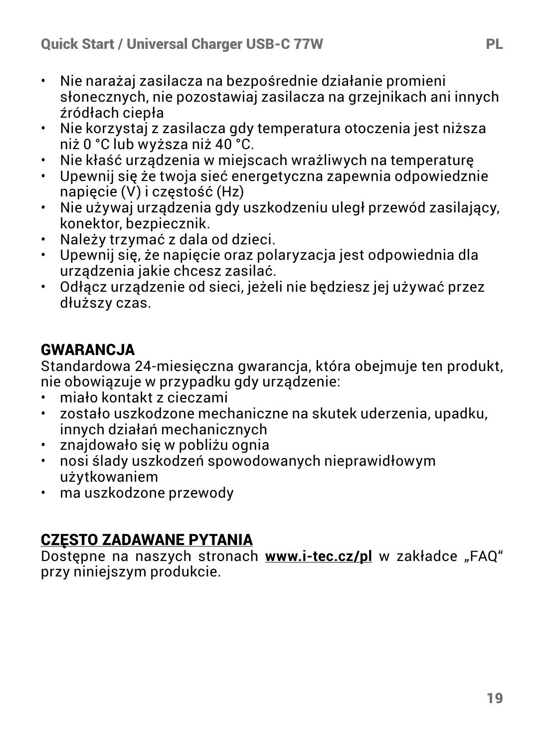- Nie narażaj zasilacza na bezpośrednie działanie promieni słonecznych, nie pozostawiaj zasilacza na grzejnikach ani innych źródłach ciepła
- Nie korzystaj z zasilacza gdy temperatura otoczenia jest niższa niż 0 °C lub wyższa niż 40 °C.
- Nie kłaść urządzenia w miejscach wrażliwych na temperaturę
- Upewnij się że twoja sieć energetyczna zapewnia odpowiednie napięcie (V) i częstość (Hz)
- Nie używaj urządzenia gdy uszkodzeniu uległ przewód zasilający, konektor, bezpiecznik.
- Należy trzymać z dala od dzieci.
- Upewnij się, że napięcie oraz polaryzacja jest odpowiednia dla urządzenia jakie chcesz zasilać.
- Odłącz urządzenie od sieci, jeżeli nie będziesz jej używać przez dłuższy czas.

## GWARANCJA

Standardowa 24-miesięczna gwarancja, która obejmuje ten produkt, nie obowiązuje w przypadku gdy urządzenie:

- miało kontakt z cieczami
- zostało uszkodzone mechaniczne na skutek uderzenia, upadku, innych działań mechanicznych
- znajdowało się w pobliżu ognia
- nosi ślady uszkodzeń spowodowanych nieprawidłowym użytkowaniem
- ma uszkodzone przewody

## CZĘSTO ZADAWANE PYTANIA

Dostępne na naszych stronach **www.i-tec.cz/pl** w zakładce „FAQ" przy niniejszym produkcie.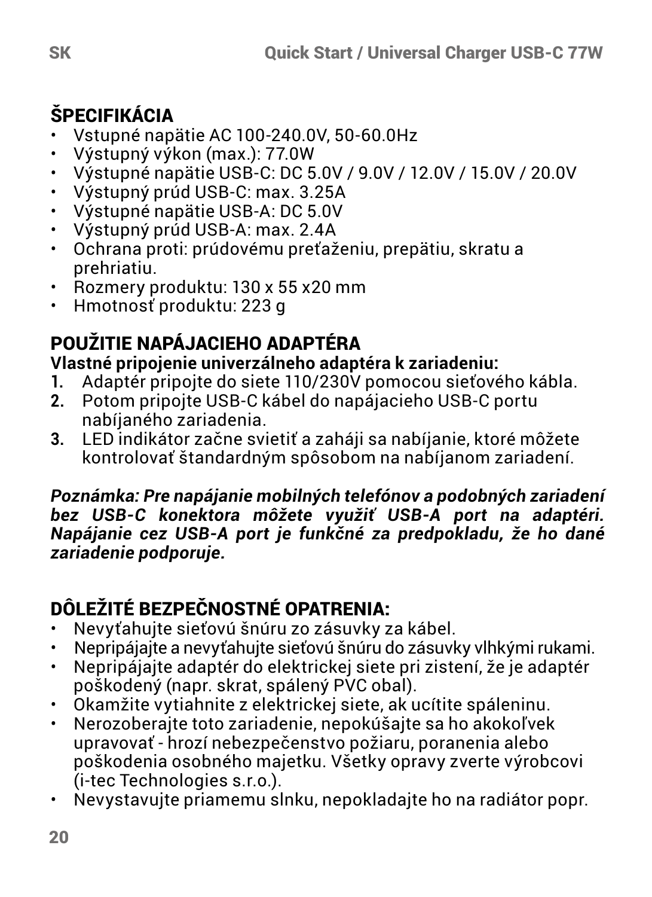## ŠPECIFIKÁCIA

- Vstupné napätie AC 100-240.0V, 50-60.0Hz
- Výstupný výkon (max.): 77.0W
- Výstupné napätie USB-C: DC 5.0V / 9.0V / 12.0V / 15.0V / 20.0V
- Výstupný prúd USB-C: max. 3.25A
- Výstupné napätie USB-A: DC 5.0V
- Výstupný prúd USB-A: max. 2.4A
- Ochrana proti: prúdovému preťaženiu, prepätiu, skratu a prehriatiu.
- Rozmery produktu: 130 x 55 x20 mm
- Hmotnosť produktu: 223 g

## POUŽITIE NAPÁJACIEHO ADAPTÉRA

**Vlastné pripojenie univerzálneho adaptéra k zariadeniu:**

1. Adaptér pripojte do siete 110/230V pomocou sieťového kábla.
2. Potom pripojte USB-C kábel do napájacieho USB-C portu nabíjaného zariadenia.
3. LED indikátor začne svietiť a zaháji sa nabíjanie, ktoré môžete kontrolovať štandardným spôsobom na nabíjanom zariadení.

***Poznámka: Pre napájanie mobilných telefónov a podobných zariadení bez USB-C konektora môžete využiť USB-A port na adaptéri. Napájanie cez USB-A port je funkčné za predpokladu, že ho dané zariadenie podporuje.***

## DÔLEŽITÉ BEZPEČNOSTNÉ OPATRENIA:

- Nevyťahujte sieťovú šnúru zo zásuvky za kábel.
- Nepripájajte a nevyťahujte sieťovú šnúru do zásuvky vlhkými rukami.
- Nepripájajte adaptér do elektrickej siete pri zistení, že je adaptér poškodený (napr. skrat, spálený PVC obal).
- Okamžite vytiahnite z elektrickej siete, ak ucítite spáleninu.
- Nerozoberajte toto zariadenie, nepokúšajte sa ho akokoľvek upravovať - hrozí nebezpečenstvo požiaru, poranenia alebo poškodenia osobného majetku. Všetky opravy zverte výrobcovi (i-tec Technologies s.r.o.).
- Nevystavujte priamemu slnku, nepokladajte ho na radiátor popr.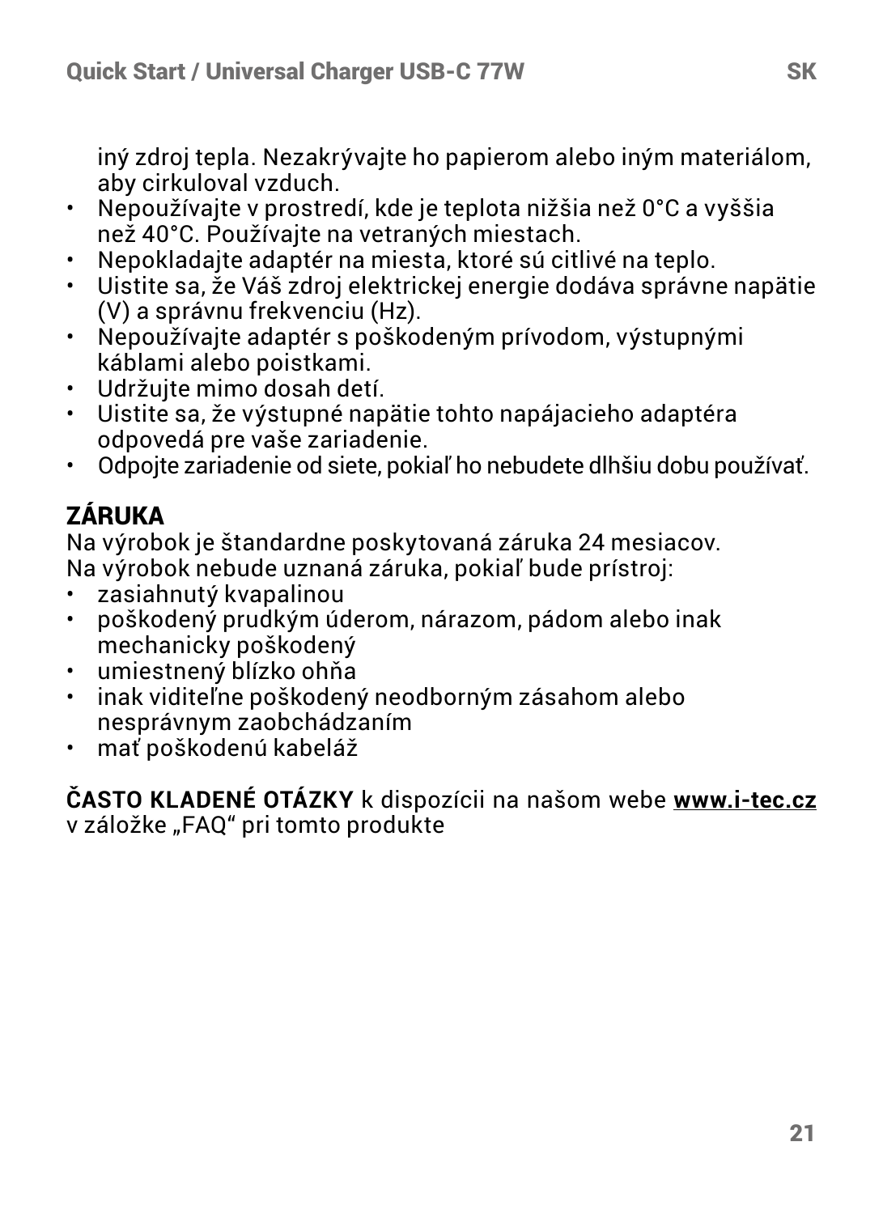iný zdroj tepla. Nezakrývajte ho papierom alebo iným materiálom, aby cirkuloval vzduch.

- Nepoužívajte v prostredí, kde je teplota nižšia než 0°C a vyššia než 40°C. Používajte na vetraných miestach.
- Nepokladajte adaptér na miesta, ktoré sú citlivé na teplo.
- Uistite sa, že Váš zdroj elektrickej energie dodáva správne napätie (V) a správnu frekvenciu (Hz).
- Nepoužívajte adaptér s poškodeným prívodom, výstupnými káblami alebo poistkami.
- Udržujte mimo dosah detí.
- Uistite sa, že výstupné napätie tohto napájacieho adaptéra odpovedá pre vaše zariadenie.
- Odpojte zariadenie od siete, pokiaľ ho nebudete dlhšiu dobu používať.

## ZÁRUKA

Na výrobok je štandardne poskytovaná záruka 24 mesiacov.
Na výrobok nebude uznaná záruka, pokiaľ bude prístroj:

- zasiahnutý kvapalinou
- poškodený prudkým úderom, nárazom, pádom alebo inak mechanicky poškodený
- umiestnený blízko ohňa
- inak viditeľne poškodený neodborným zásahom alebo nesprávnym zaobchádzaním
- mať poškodenú kabeláž

**ČASTO KLADENÉ OTÁZKY** k dispozícii na našom webe **www.i-tec.cz** v záložke „FAQ“ pri tomto produkte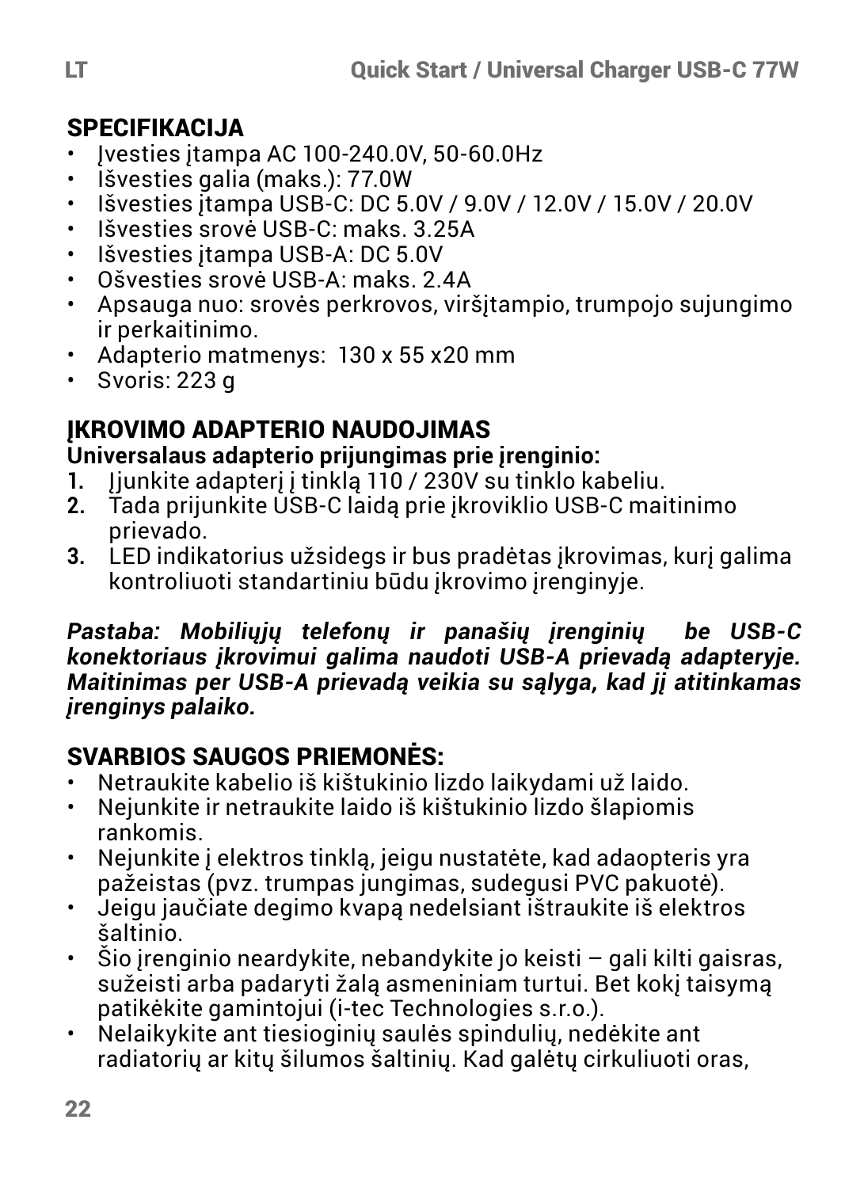## SPECIFIKACIJA

- Įvesties įtampa AC 100-240.0V, 50-60.0Hz
- Išvesties galia (maks.): 77.0W
- Išvesties įtampa USB-C: DC 5.0V / 9.0V / 12.0V / 15.0V / 20.0V
- Išvesties srovė USB-C: maks. 3.25A
- Išvesties įtampa USB-A: DC 5.0V
- Ošvesties srovė USB-A: maks. 2.4A
- Apsauga nuo: srovės perkrovos, viršįtampio, trumpojo sujungimo ir perkaitinimo.
- Adapterio matmenys: 130 x 55 x20 mm
- Svoris: 223 g

## ĮKROVIMO ADAPTERIO NAUDOJIMAS

**Universalaus adapterio prijungimas prie įrenginio:**

1. Įjunkite adapterį į tinklą 110 / 230V su tinklo kabeliu.
2. Tada prijunkite USB-C laidą prie įkroviklio USB-C maitinimo prievado.
3. LED indikatorius užsidegs ir bus pradėtas įkrovimas, kurį galima kontroliuoti standartiniu būdu įkrovimo įrenginyje.

***Pastaba: Mobiliųjų telefonų ir panašių įrenginių be USB-C konektoriaus įkrovimui galima naudoti USB-A prievadą adapteryje. Maitinimas per USB-A prievadą veikia su sąlyga, kad jį atitinkamas įrenginys palaiko.***

## SVARBIOS SAUGOS PRIEMONĖS:

- Netraukite kabelio iš kištukinio lizdo laikydami už laido.
- Nejunkite ir netraukite laido iš kištukinio lizdo šlapiomis rankomis.
- Nejunkite į elektros tinklą, jeigu nustatėte, kad adaopteris yra pažeistas (pvz. trumpas jungimas, sudegusi PVC pakuotė).
- Jeigu jaučiate degimo kvapą nedelsiant ištraukite iš elektros šaltinio.
- Šio įrenginio neardykite, nebandykite jo keisti – gali kilti gaisras, sužeisti arba padaryti žalą asmeniniam turtui. Bet kokį taisymą patikėkite gamintojui (i-tec Technologies s.r.o.).
- Nelaikykite ant tiesioginių saulės spindulių, nedėkite ant radiatorių ar kitų šilumos šaltinių. Kad galėtų cirkuliuoti oras,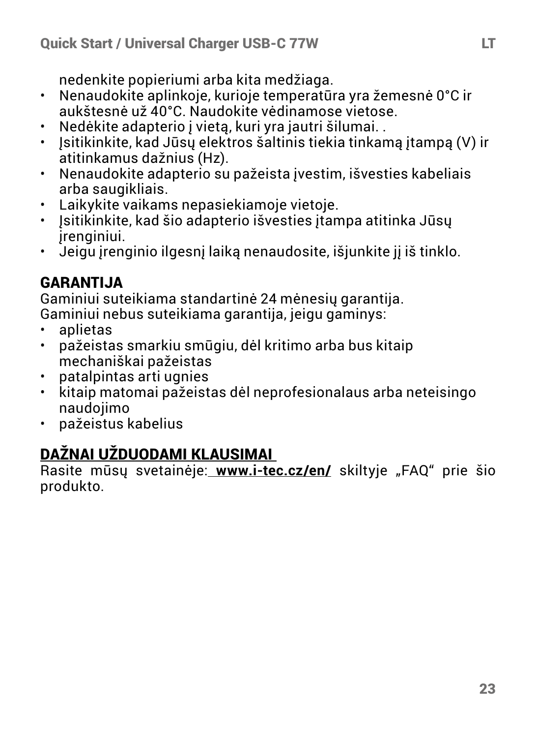nedenkite popieriumi arba kita medžiaga.

- Nenaudokite aplinkoje, kurioje temperatūra yra žemesnė 0°C ir aukštesnė už 40°C. Naudokite vėdinamose vietose.
- Nedėkite adapterio į vietą, kuri yra jautri šilumai. .
- Įsitikinkite, kad Jūsų elektros šaltinis tiekia tinkamą įtampą (V) ir atitinkamus dažnius (Hz).
- Nenaudokite adapterio su pažeista įvestim, išvesties kabeliais arba saugikliais.
- Laikykite vaikams nepasiekiamoje vietoje.
- Įsitikinkite, kad šio adapterio išvesties įtampa atitinka Jūsų įrenginiui.
- Jeigu įrenginio ilgesnį laiką nenaudosite, išjunkite jį iš tinklo.

## GARANTIJA

Gaminiui suteikiama standartinė 24 mėnesių garantija.
Gaminiui nebus suteikiama garantija, jeigu gaminys:

- aplietas
- pažeistas smarkiu smūgiu, dėl kritimo arba bus kitaip mechaniškai pažeistas
- patalpintas arti ugnies
- kitaip matomai pažeistas dėl neprofesionalaus arba neteisingo naudojimo
- pažeistus kabelius

## DAŽNAI UŽDUODAMI KLAUSIMAI

Rasite mūsų svetainėje: **www.i-tec.cz/en/** skiltyje „FAQ“ prie šio produkto.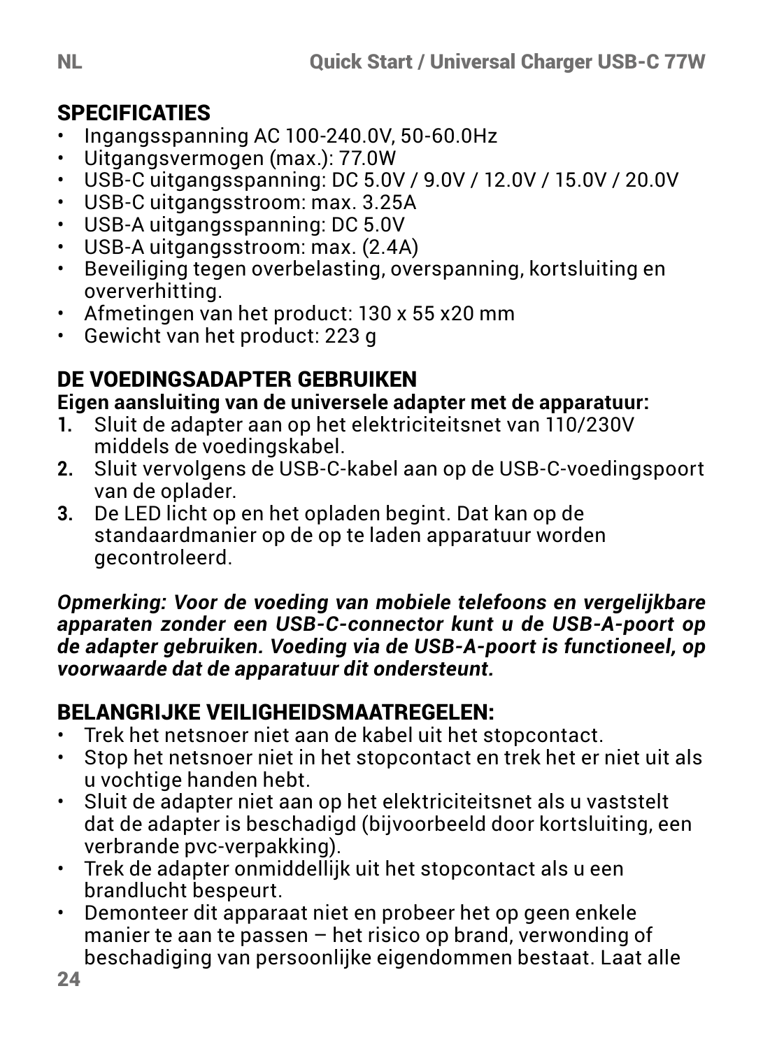## SPECIFICATIES

- Ingangsspanning AC 100-240.0V, 50-60.0Hz
- Uitgangsvermogen (max.): 77.0W
- USB-C uitgangsspanning: DC 5.0V / 9.0V / 12.0V / 15.0V / 20.0V
- USB-C uitgangsstroom: max. 3.25A
- USB-A uitgangsspanning: DC 5.0V
- USB-A uitgangsstroom: max. (2.4A)
- Beveiliging tegen overbelasting, overspanning, kortsluiting en oververhitting.
- Afmetingen van het product: 130 x 55 x20 mm
- Gewicht van het product: 223 g

## DE VOEDINGSADAPTER GEBRUIKEN

**Eigen aansluiting van de universele adapter met de apparatuur:**

1. Sluit de adapter aan op het elektriciteitsnet van 110/230V middels de voedingskabel.
2. Sluit vervolgens de USB-C-kabel aan op de USB-C-voedingspoort van de oplader.
3. De LED licht op en het opladen begint. Dat kan op de standaardmanier op de op te laden apparatuur worden gecontroleerd.

***Opmerking: Voor de voeding van mobiele telefoons en vergelijkbare apparaten zonder een USB-C-connector kunt u de USB-A-poort op de adapter gebruiken. Voeding via de USB-A-poort is functioneel, op voorwaarde dat de apparatuur dit ondersteunt.***

## BELANGRIJKE VEILIGHEIDSMAATREGELEN:

- Trek het netsnoer niet aan de kabel uit het stopcontact.
- Stop het netsnoer niet in het stopcontact en trek het er niet uit als u vochtige handen hebt.
- Sluit de adapter niet aan op het elektriciteitsnet als u vaststelt dat de adapter is beschadigd (bijvoorbeeld door kortsluiting, een verbrande pvc-verpakking).
- Trek de adapter onmiddellijk uit het stopcontact als u een brandlucht bespeurt.
- Demonteer dit apparaat niet en probeer het op geen enkele manier te aan te passen – het risico op brand, verwonding of beschadiging van persoonlijke eigendommen bestaat. Laat alle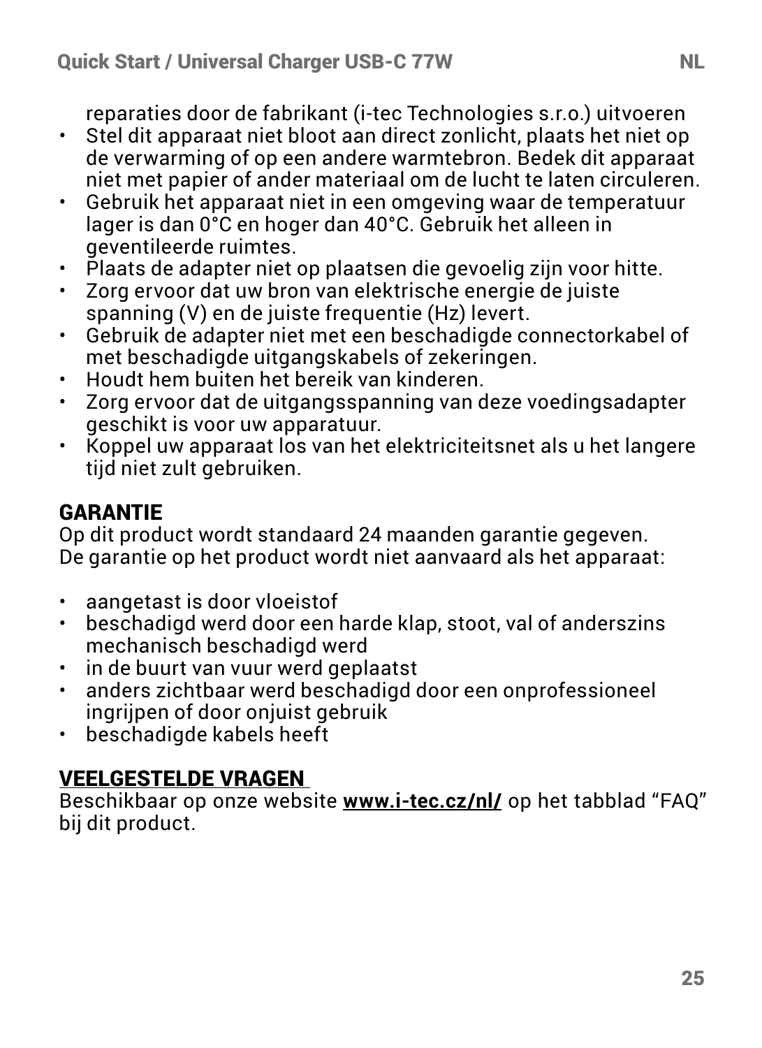reparaties door de fabrikant (i-tec Technologies s.r.o.) uitvoeren

- Stel dit apparaat niet bloot aan direct zonlicht, plaats het niet op de verwarming of op een andere warmtebron. Bedek dit apparaat niet met papier of ander materiaal om de lucht te laten circuleren.
- Gebruik het apparaat niet in een omgeving waar de temperatuur lager is dan 0°C en hoger dan 40°C. Gebruik het alleen in geventileerde ruimtes.
- Plaats de adapter niet op plaatsen die gevoelig zijn voor hitte.
- Zorg ervoor dat uw bron van elektrische energie de juiste spanning (V) en de juiste frequentie (Hz) levert.
- Gebruik de adapter niet met een beschadigde connectorkabel of met beschadigde uitgangskabels of zekeringen.
- Houdt hem buiten het bereik van kinderen.
- Zorg ervoor dat de uitgangsspanning van deze voedingsadapter geschikt is voor uw apparatuur.
- Koppel uw apparaat los van het elektriciteitsnet als u het langere tijd niet zult gebruiken.

## GARANTIE

Op dit product wordt standaard 24 maanden garantie gegeven.
De garantie op het product wordt niet aanvaard als het apparaat:

- aangetast is door vloeistof
- beschadigd werd door een harde klap, stoot, val of anderszins mechanisch beschadigd werd
- in de buurt van vuur werd geplaatst
- anders zichtbaar werd beschadigd door een onprofessioneel ingrijpen of door onjuist gebruik
- beschadigde kabels heeft

## VEELGESTELDE VRAGEN

Beschikbaar op onze website **www.i-tec.cz/nl/** op het tabblad “FAQ” bij dit product.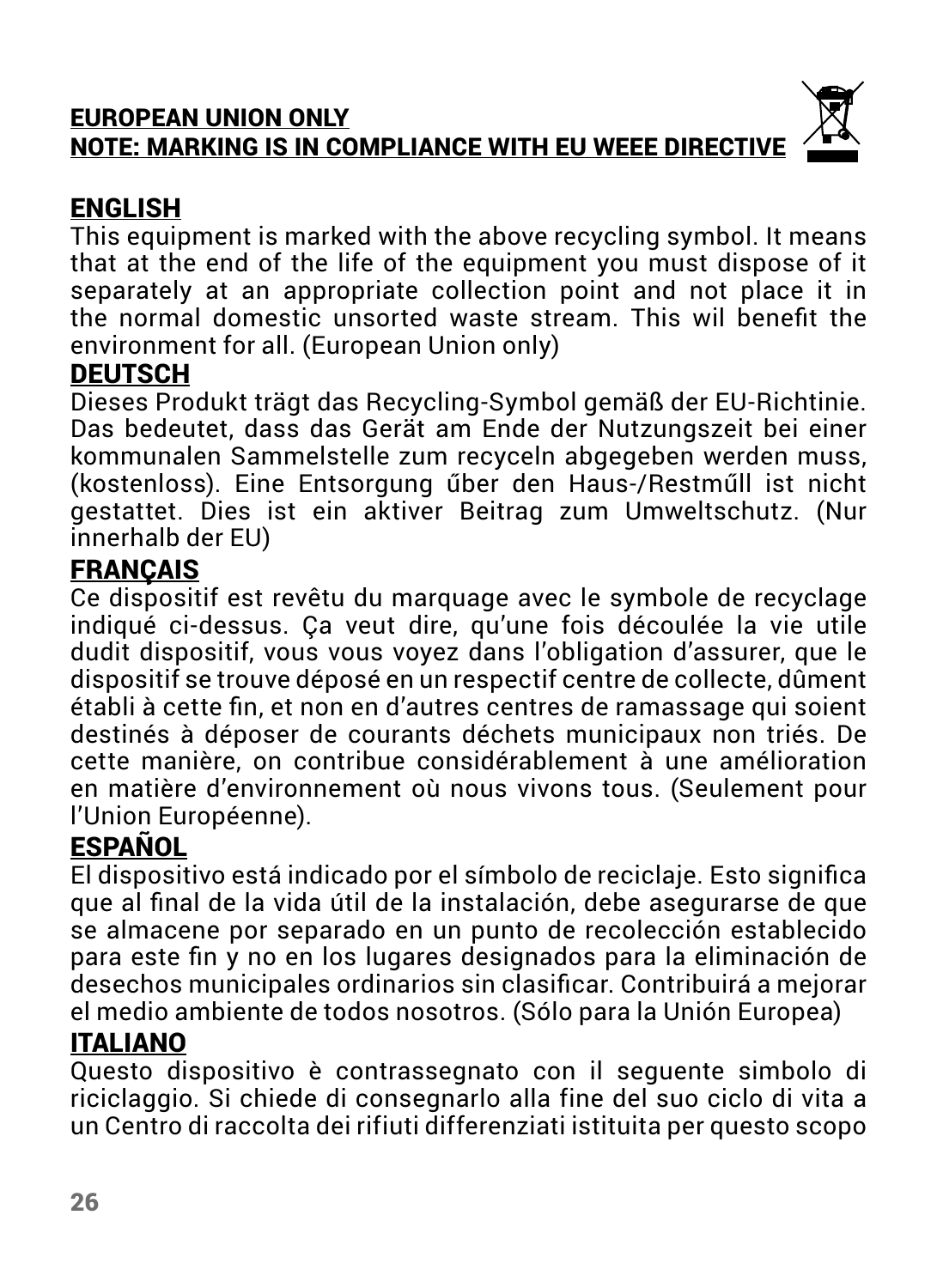**EUROPEAN UNION ONLY**
**NOTE: MARKING IS IN COMPLIANCE WITH EU WEEE DIRECTIVE**

## ENGLISH

This equipment is marked with the above recycling symbol. It means that at the end of the life of the equipment you must dispose of it separately at an appropriate collection point and not place it in the normal domestic unsorted waste stream. This wil benefit the environment for all. (European Union only)

## DEUTSCH

Dieses Produkt trägt das Recycling-Symbol gemäß der EU-Richtinie. Das bedeutet, dass das Gerät am Ende der Nutzungszeit bei einer kommunalen Sammelstelle zum recyceln abgegeben werden muss, (kostenloss). Eine Entsorgung űber den Haus-/Restműll ist nicht gestattet. Dies ist ein aktiver Beitrag zum Umweltschutz. (Nur innerhalb der EU)

## FRANÇAIS

Ce dispositif est revêtu du marquage avec le symbole de recyclage indiqué ci-dessus. Ça veut dire, qu'une fois découlée la vie utile dudit dispositif, vous vous voyez dans l'obligation d'assurer, que le dispositif se trouve déposé en un respectif centre de collecte, dûment établi à cette fin, et non en d'autres centres de ramassage qui soient destinés à déposer de courants déchets municipaux non triés. De cette manière, on contribue considérablement à une amélioration en matière d'environnement où nous vivons tous. (Seulement pour l'Union Européenne).

## ESPAÑOL

El dispositivo está indicado por el símbolo de reciclaje. Esto significa que al final de la vida útil de la instalación, debe asegurarse de que se almacene por separado en un punto de recolección establecido para este fin y no en los lugares designados para la eliminación de desechos municipales ordinarios sin clasificar. Contribuirá a mejorar el medio ambiente de todos nosotros. (Sólo para la Unión Europea)

## ITALIANO

Questo dispositivo è contrassegnato con il seguente simbolo di riciclaggio. Si chiede di consegnarlo alla fine del suo ciclo di vita a un Centro di raccolta dei rifiuti differenziati istituita per questo scopo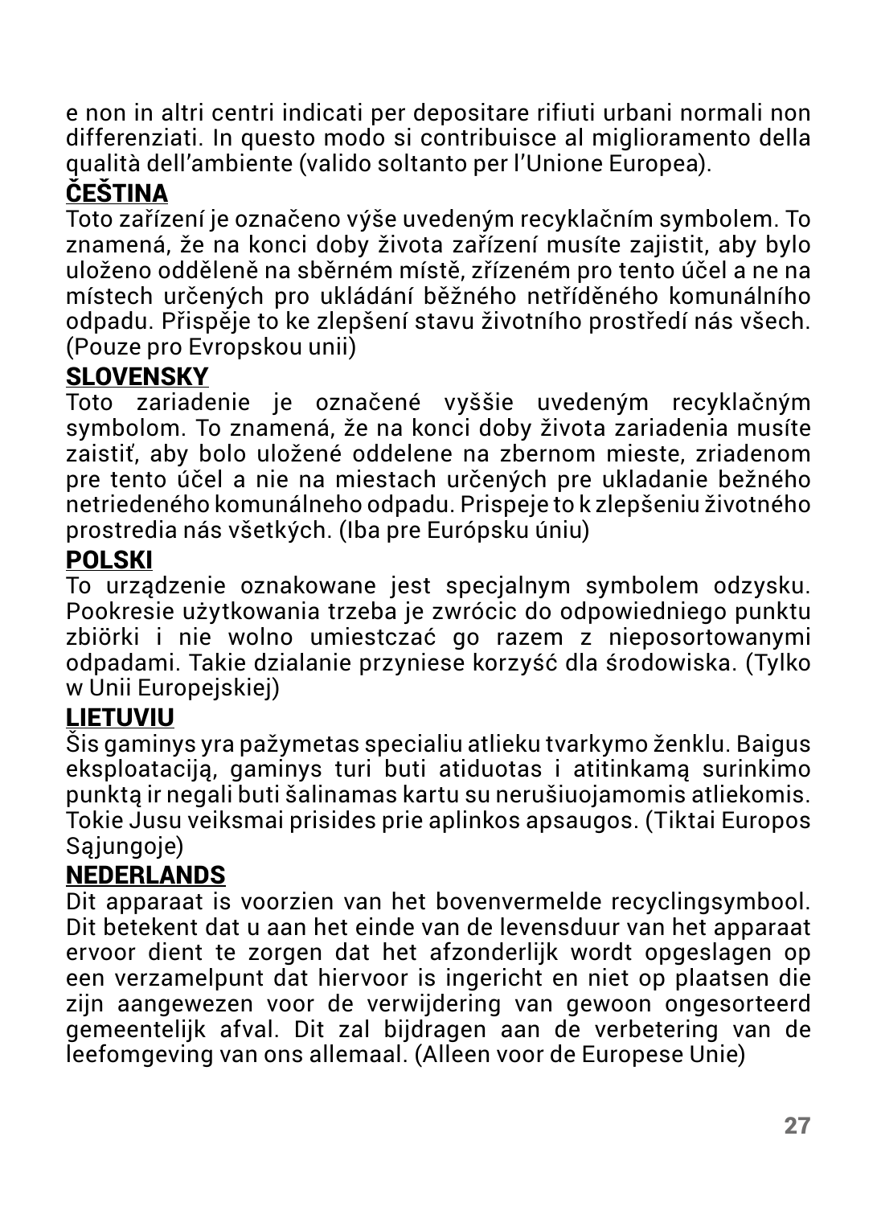e non in altri centri indicati per depositare rifiuti urbani normali non differenziati. In questo modo si contribuisce al miglioramento della qualità dell’ambiente (valido soltanto per l’Unione Europea).

## ČEŠTINA

Toto zařízení je označeno výše uvedeným recyklačním symbolem. To znamená, že na konci doby života zařízení musíte zajistit, aby bylo uloženo odděleně na sběrném místě, zřízeném pro tento účel a ne na místech určených pro ukládání běžného netříděného komunálního odpadu. Přispěje to ke zlepšení stavu životního prostředí nás všech. (Pouze pro Evropskou unii)

## SLOVENSKY

Toto zariadenie je označené vyššie uvedeným recyklačným symbolom. To znamená, že na konci doby života zariadenia musíte zaistiť, aby bolo uložené oddelene na zbernom mieste, zriadenom pre tento účel a nie na miestach určených pre ukladanie bežného netriedeného komunálneho odpadu. Prispeje to k zlepšeniu životného prostredia nás všetkých. (Iba pre Európsku úniu)

## POLSKI

To urządzenie oznakowane jest specjalnym symbolem odzysku. Pookresie użytkowania trzeba je zwrócic do odpowiedniego punktu zbiörki i nie wolno umiestczać go razem z nieposortowanymi odpadami. Takie dzialanie przyniese korzyść dla środowiska. (Tylko w Unii Europejskiej)

## LIETUVIU

Šis gaminys yra pažymetas specialiu atlieku tvarkymo ženklu. Baigus eksploataciją, gaminys turi buti atiduotas i atitinkamą surinkimo punktą ir negali buti šalinamas kartu su nerušiuojamomis atliekomis. Tokie Jusu veiksmai prisides prie aplinkos apsaugos. (Tiktai Europos Sąjungoje)

## NEDERLANDS

Dit apparaat is voorzien van het bovenvermelde recyclingsymbool. Dit betekent dat u aan het einde van de levensduur van het apparaat ervoor dient te zorgen dat het afzonderlijk wordt opgeslagen op een verzamelpunt dat hiervoor is ingericht en niet op plaatsen die zijn aangewezen voor de verwijdering van gewoon ongesorteerd gemeentelijk afval. Dit zal bijdragen aan de verbetering van de leefomgeving van ons allemaal. (Alleen voor de Europese Unie)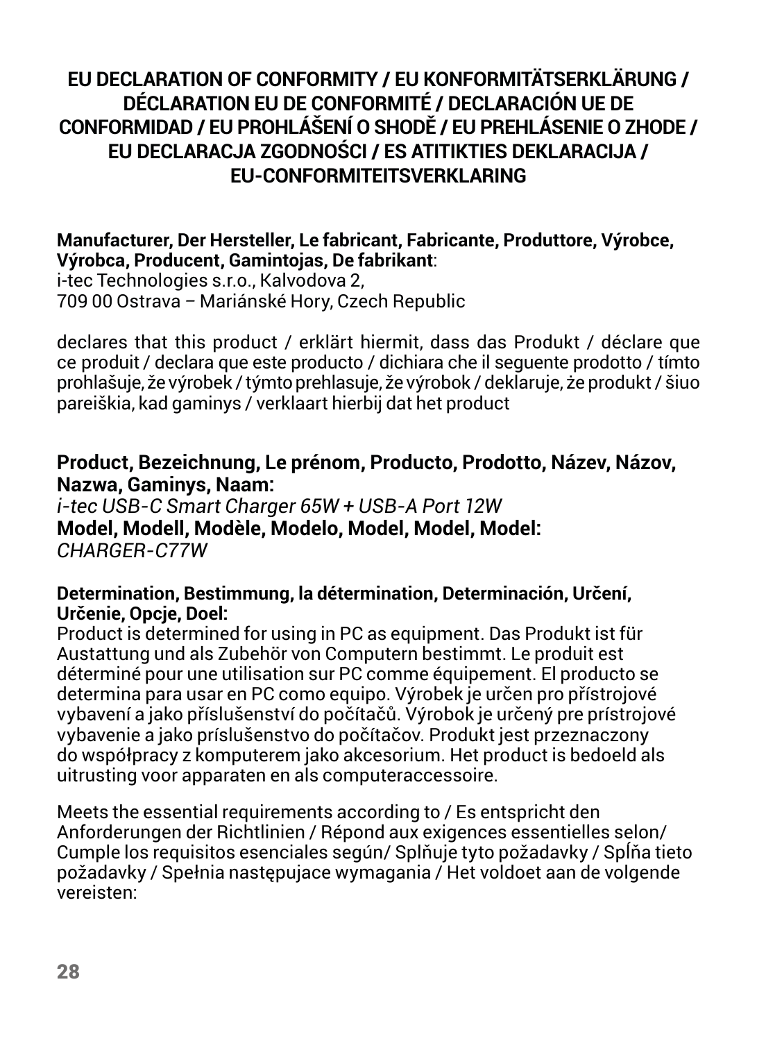# EU DECLARATION OF CONFORMITY / EU KONFORMITÄTSERKLÄRUNG / DÉCLARATION EU DE CONFORMITÉ / DECLARACIÓN UE DE CONFORMIDAD / EU PROHLÁŠENÍ O SHODĚ / EU PREHLÁSENIE O ZHODE / EU DECLARACJA ZGODNOŚCI / ES ATITIKTIES DEKLARACIJA / EU-CONFORMITEITSVERKLARING

**Manufacturer, Der Hersteller, Le fabricant, Fabricante, Produttore, Výrobce, Výrobca, Producent, Gamintojas, De fabrikant**:
i-tec Technologies s.r.o., Kalvodova 2,
709 00 Ostrava – Mariánské Hory, Czech Republic

declares that this product / erklärt hiermit, dass das Produkt / déclare que ce produit / declara que este producto / dichiara che il seguente prodotto / tímto prohlašuje, že výrobek / týmto prehlasuje, že výrobok / deklaruje, że produkt / šiuo pareiškia, kad gaminys / verklaart hierbij dat het product

**Product, Bezeichnung, Le prénom, Producto, Prodotto, Název, Názov, Nazwa, Gaminys, Naam:**
*i-tec USB-C Smart Charger 65W + USB-A Port 12W*
**Model, Modell, Modèle, Modelo, Model, Model, Model:**
*CHARGER-C77W*

**Determination, Bestimmung, la détermination, Determinación, Určení, Určenie, Opcje, Doel:**
Product is determined for using in PC as equipment. Das Produkt ist für Austattung und als Zubehör von Computern bestimmt. Le produit est déterminé pour une utilisation sur PC comme équipement. El producto se determina para usar en PC como equipo. Výrobek je určen pro přístrojové vybavení a jako příslušenství do počítačů. Výrobok je určený pre prístrojové vybavenie a jako príslušenstvo do počítačov. Produkt jest przeznaczony do współpracy z komputerem jako akcesorium. Het product is bedoeld als uitrusting voor apparaten en als computeraccessoire.

Meets the essential requirements according to / Es entspricht den Anforderungen der Richtlinien / Répond aux exigences essentielles selon/ Cumple los requisitos esenciales según/ Splňuje tyto požadavky / Spĺňa tieto požadavky / Spełnia następujace wymagania / Het voldoet aan de volgende vereisten: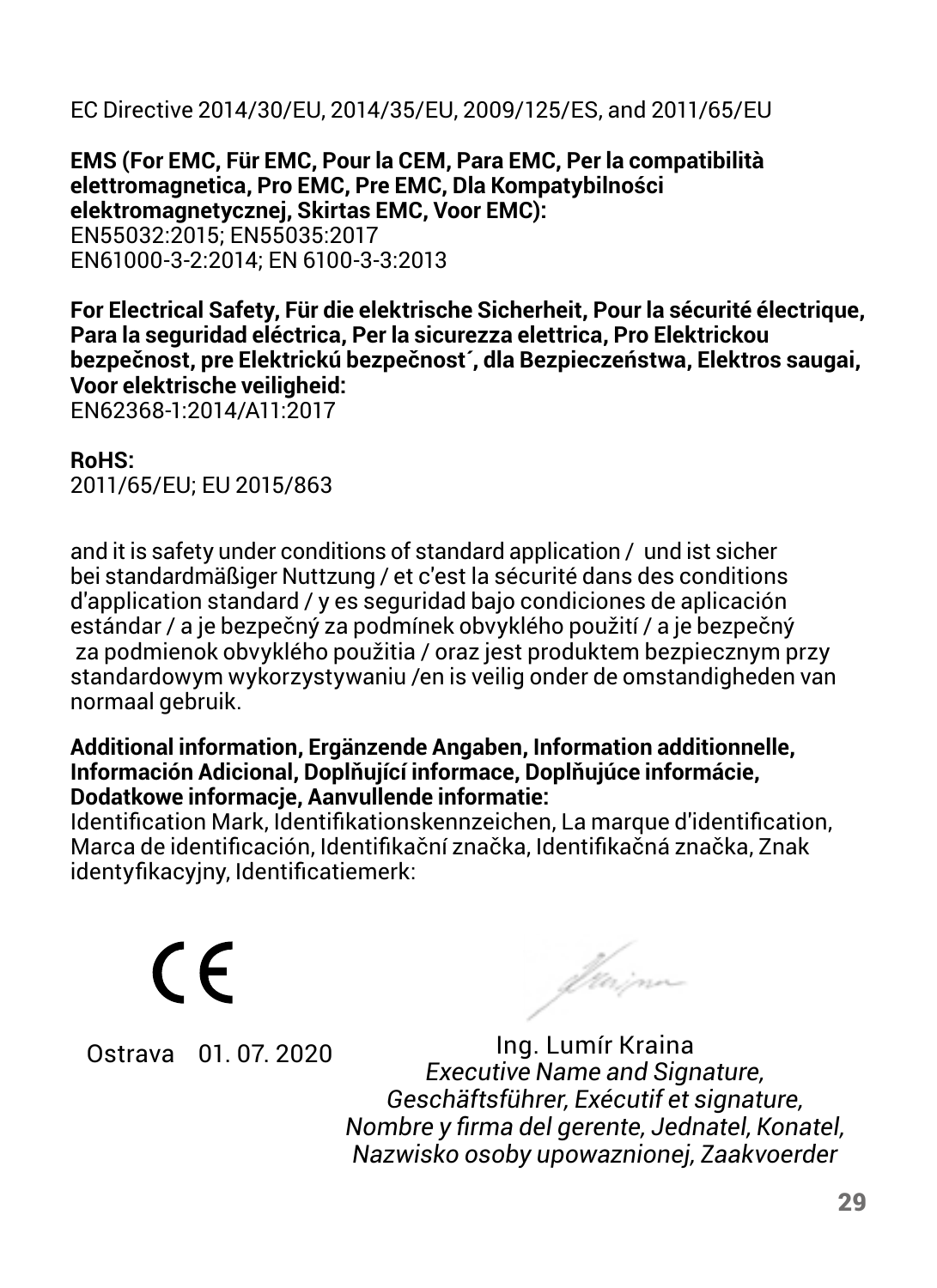EC Directive 2014/30/EU, 2014/35/EU, 2009/125/ES, and 2011/65/EU

**EMS (For EMC, Für EMC, Pour la CEM, Para EMC, Per la compatibilità elettromagnetica, Pro EMC, Pre EMC, Dla Kompatybilności elektromagnetycznej, Skirtas EMC, Voor EMC):**
EN55032:2015; EN55035:2017
EN61000-3-2:2014; EN 6100-3-3:2013

**For Electrical Safety, Für die elektrische Sicherheit, Pour la sécurité électrique, Para la seguridad eléctrica, Per la sicurezza elettrica, Pro Elektrickou bezpečnost, pre Elektrickú bezpečnost´, dla Bezpieczeństwa, Elektros saugai, Voor elektrische veiligheid:**
EN62368-1:2014/A11:2017

**RoHS:**
2011/65/EU; EU 2015/863

and it is safety under conditions of standard application / und ist sicher bei standardmäßiger Nuttzung / et c'est la sécurité dans des conditions d'application standard / y es seguridad bajo condiciones de aplicación estándar / a je bezpečný za podmínek obvyklého použití / a je bezpečný za podmienok obvyklého použitia / oraz jest produktem bezpiecznym przy standardowym wykorzystywaniu /en is veilig onder de omstandigheden van normaal gebruik.

**Additional information, Ergänzende Angaben, Information additionnelle, Información Adicional, Doplňující informace, Doplňujúce informácie, Dodatkowe informacje, Aanvullende informatie:**
Identification Mark, Identifikationskennzeichen, La marque d'identification, Marca de identificación, Identifikační značka, Identifikačná značka, Znak identyfikacyjny, Identificatiemerk:

CE

Ostrava 01. 07. 2020

Ing. Lumír Kraina
*Executive Name and Signature, Geschäftsführer, Exécutif et signature, Nombre y firma del gerente, Jednatel, Konatel, Nazwisko osoby upowaznionej, Zaakvoerder*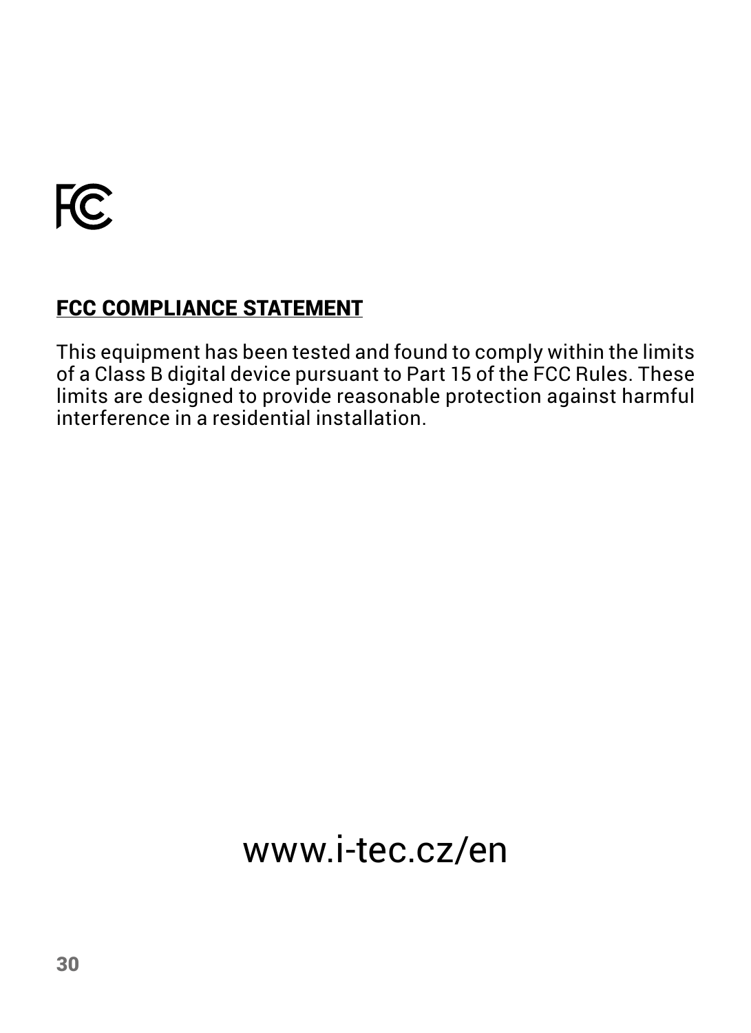## FCC COMPLIANCE STATEMENT

This equipment has been tested and found to comply within the limits of a Class B digital device pursuant to Part 15 of the FCC Rules. These limits are designed to provide reasonable protection against harmful interference in a residential installation.

www.i-tec.cz/en